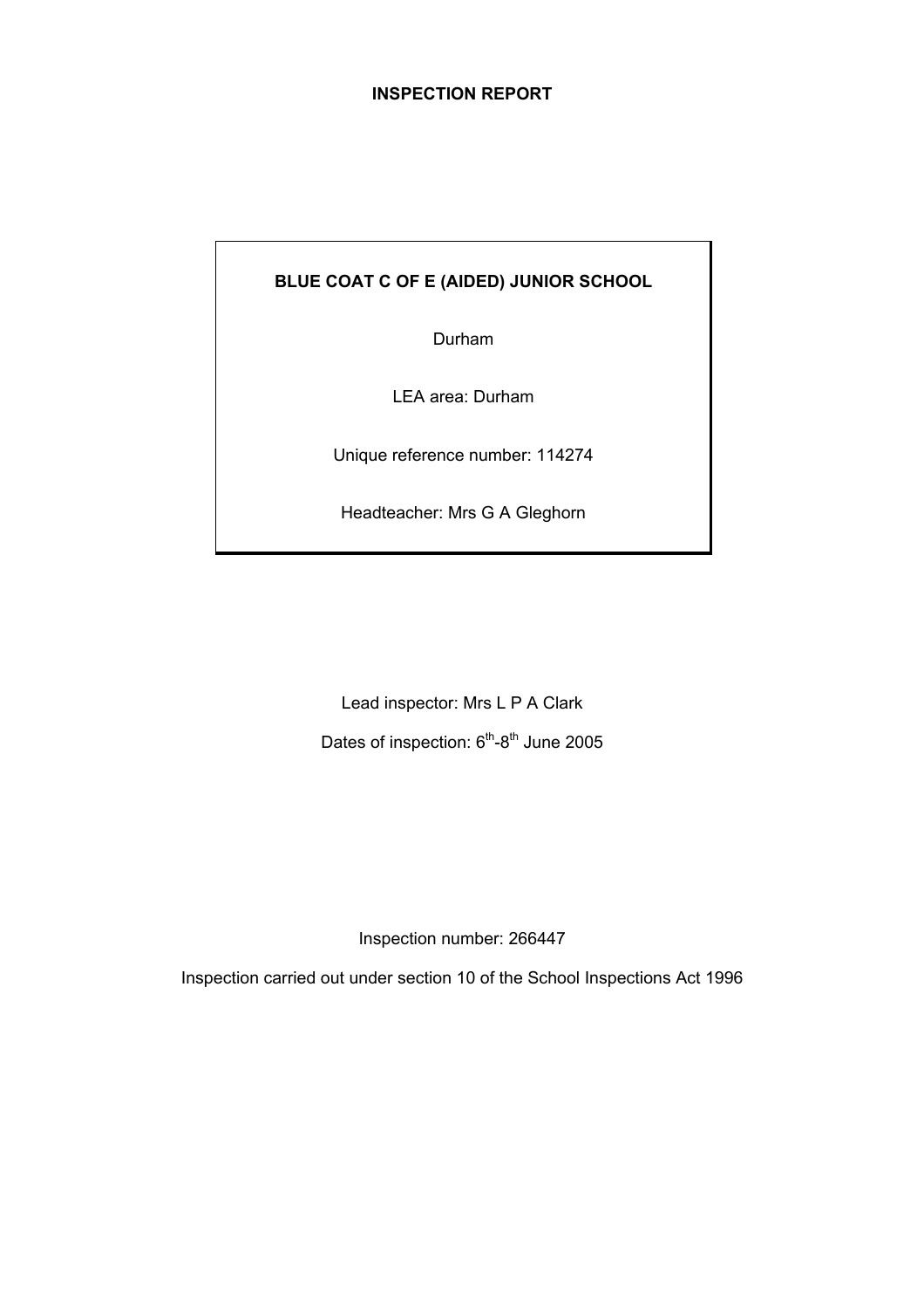# INSPECTION REPORT

**BLUE COAT C OF E (AIDED) JUNIOR SCHOOL**

Durham

LEA area: Durham

Unique reference number: 114274

Headteacher: Mrs G A Gleghorn

Lead inspector: Mrs L P A Clark

Dates of inspection: 6th-8th June 2005

Inspection number: 266447

Inspection carried out under section 10 of the School Inspections Act 1996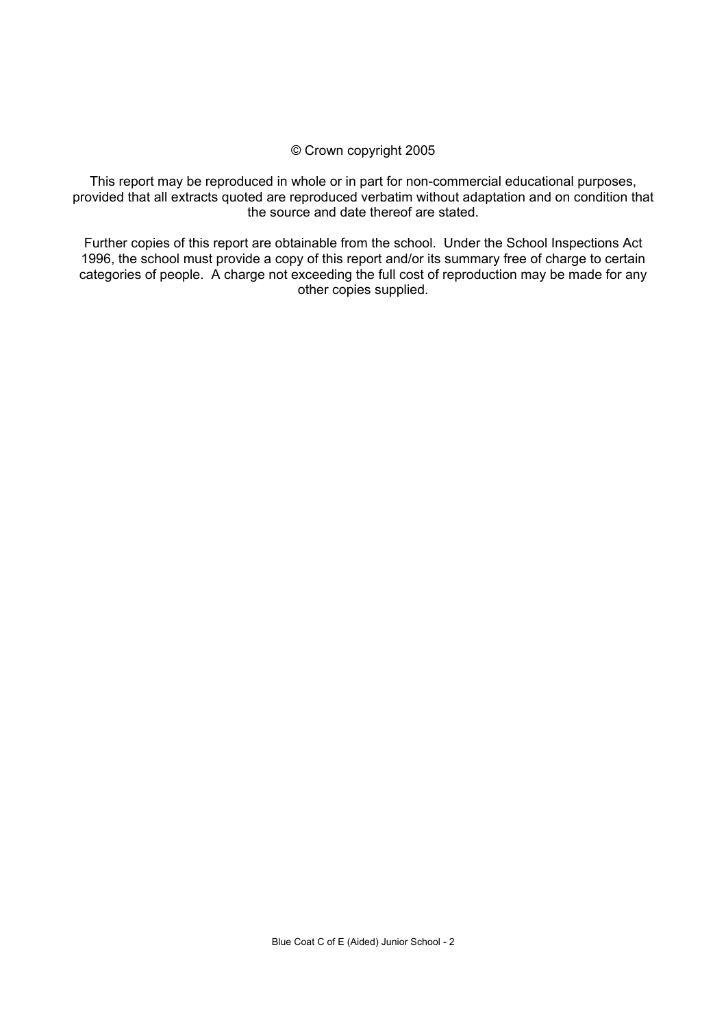© Crown copyright 2005

This report may be reproduced in whole or in part for non-commercial educational purposes, provided that all extracts quoted are reproduced verbatim without adaptation and on condition that the source and date thereof are stated.

Further copies of this report are obtainable from the school. Under the School Inspections Act 1996, the school must provide a copy of this report and/or its summary free of charge to certain categories of people. A charge not exceeding the full cost of reproduction may be made for any other copies supplied.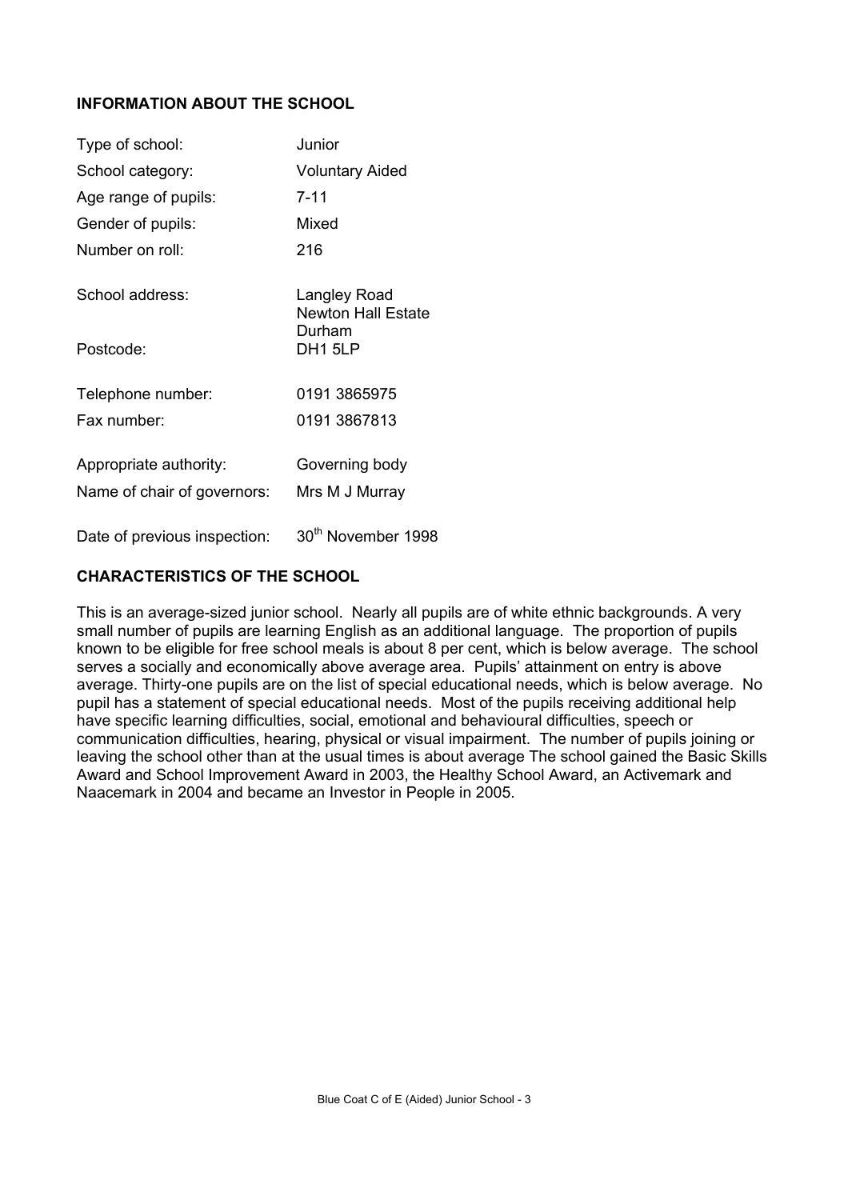## INFORMATION ABOUT THE SCHOOL

| | |
|---|---|
| Type of school: | Junior |
| School category: | Voluntary Aided |
| Age range of pupils: | 7-11 |
| Gender of pupils: | Mixed |
| Number on roll: | 216 |
| School address: | Langley Road<br>Newton Hall Estate<br>Durham |
| Postcode: | DH1 5LP |
| Telephone number: | 0191 3865975 |
| Fax number: | 0191 3867813 |
| Appropriate authority: | Governing body |
| Name of chair of governors: | Mrs M J Murray |
| Date of previous inspection: | 30th November 1998 |

## CHARACTERISTICS OF THE SCHOOL

This is an average-sized junior school. Nearly all pupils are of white ethnic backgrounds. A very small number of pupils are learning English as an additional language. The proportion of pupils known to be eligible for free school meals is about 8 per cent, which is below average. The school serves a socially and economically above average area. Pupils' attainment on entry is above average. Thirty-one pupils are on the list of special educational needs, which is below average. No pupil has a statement of special educational needs. Most of the pupils receiving additional help have specific learning difficulties, social, emotional and behavioural difficulties, speech or communication difficulties, hearing, physical or visual impairment. The number of pupils joining or leaving the school other than at the usual times is about average The school gained the Basic Skills Award and School Improvement Award in 2003, the Healthy School Award, an Activemark and Naacemark in 2004 and became an Investor in People in 2005.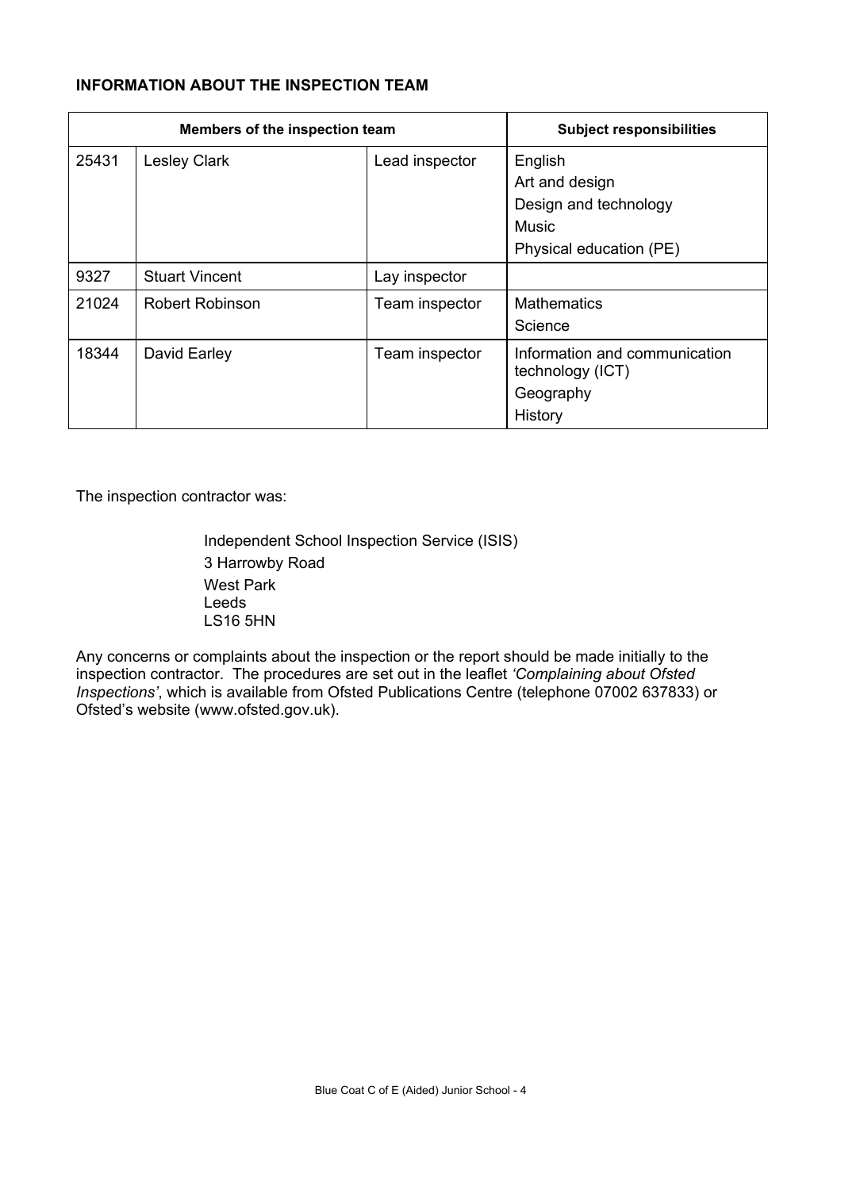**INFORMATION ABOUT THE INSPECTION TEAM**

| Members of the inspection team | | | Subject responsibilities |
|---|---|---|---|
| 25431 | Lesley Clark | Lead inspector | English<br>Art and design<br>Design and technology<br>Music<br>Physical education (PE) |
| 9327 | Stuart Vincent | Lay inspector | |
| 21024 | Robert Robinson | Team inspector | Mathematics<br>Science |
| 18344 | David Earley | Team inspector | Information and communication technology (ICT)<br>Geography<br>History |

The inspection contractor was:

Independent School Inspection Service (ISIS)
3 Harrowby Road
West Park
Leeds
LS16 5HN

Any concerns or complaints about the inspection or the report should be made initially to the inspection contractor. The procedures are set out in the leaflet *'Complaining about Ofsted Inspections'*, which is available from Ofsted Publications Centre (telephone 07002 637833) or Ofsted's website (www.ofsted.gov.uk).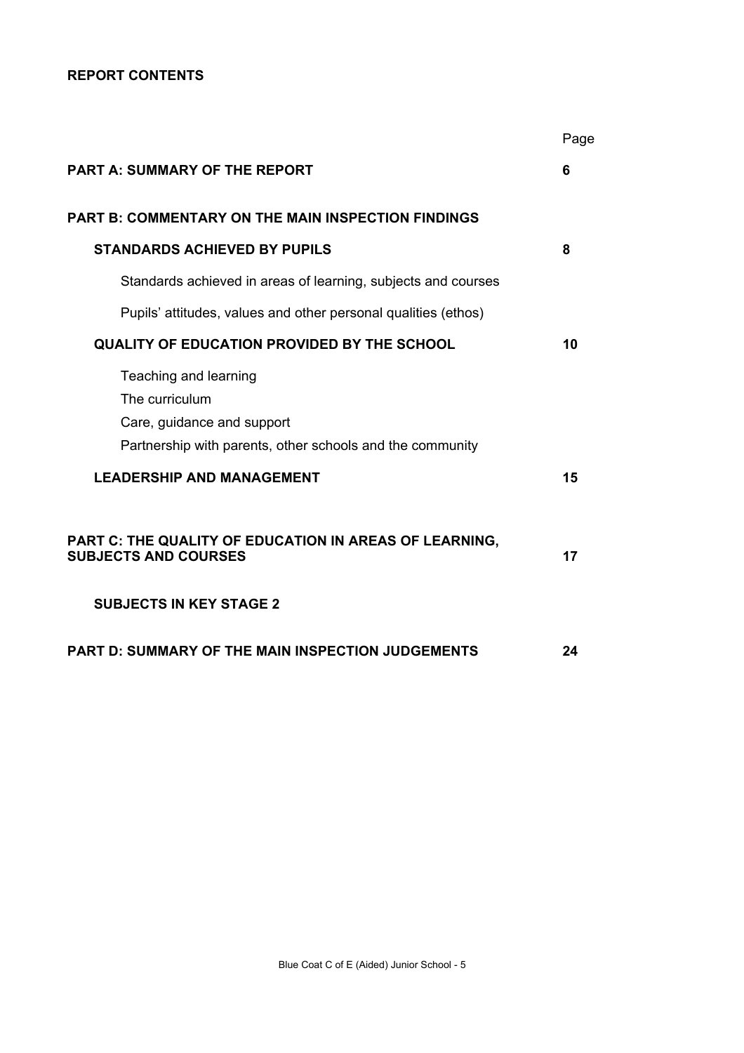**REPORT CONTENTS**

| | Page |
|---|---|
| **PART A: SUMMARY OF THE REPORT** | **6** |
| **PART B: COMMENTARY ON THE MAIN INSPECTION FINDINGS** | |
| **STANDARDS ACHIEVED BY PUPILS** | **8** |
| Standards achieved in areas of learning, subjects and courses | |
| Pupils' attitudes, values and other personal qualities (ethos) | |
| **QUALITY OF EDUCATION PROVIDED BY THE SCHOOL** | **10** |
| Teaching and learning<br>The curriculum<br>Care, guidance and support<br>Partnership with parents, other schools and the community | |
| **LEADERSHIP AND MANAGEMENT** | **15** |
| **PART C: THE QUALITY OF EDUCATION IN AREAS OF LEARNING, SUBJECTS AND COURSES** | **17** |
| **SUBJECTS IN KEY STAGE 2** | |
| **PART D: SUMMARY OF THE MAIN INSPECTION JUDGEMENTS** | **24** |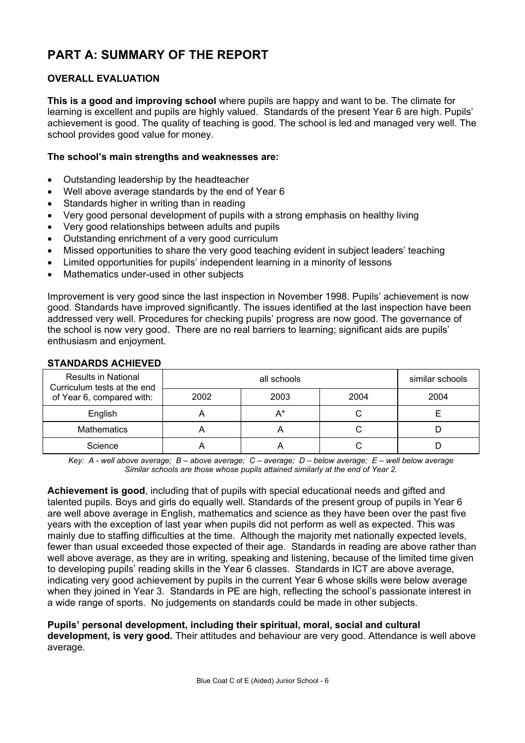# PART A: SUMMARY OF THE REPORT

### OVERALL EVALUATION

**This is a good and improving school** where pupils are happy and want to be. The climate for learning is excellent and pupils are highly valued. Standards of the present Year 6 are high. Pupils' achievement is good. The quality of teaching is good. The school is led and managed very well. The school provides good value for money.

**The school's main strengths and weaknesses are:**

- Outstanding leadership by the headteacher
- Well above average standards by the end of Year 6
- Standards higher in writing than in reading
- Very good personal development of pupils with a strong emphasis on healthy living
- Very good relationships between adults and pupils
- Outstanding enrichment of a very good curriculum
- Missed opportunities to share the very good teaching evident in subject leaders' teaching
- Limited opportunities for pupils' independent learning in a minority of lessons
- Mathematics under-used in other subjects

Improvement is very good since the last inspection in November 1998. Pupils' achievement is now good. Standards have improved significantly. The issues identified at the last inspection have been addressed very well. Procedures for checking pupils' progress are now good. The governance of the school is now very good. There are no real barriers to learning; significant aids are pupils' enthusiasm and enjoyment.

### STANDARDS ACHIEVED

| Results in National Curriculum tests at the end of Year 6, compared with: | all schools | | | similar schools |
|---|---|---|---|---|
| | 2002 | 2003 | 2004 | 2004 |
| English | A | A* | C | E |
| Mathematics | A | A | C | D |
| Science | A | A | C | D |

*Key: A - well above average; B – above average; C – average; D – below average; E – well below average*
*Similar schools are those whose pupils attained similarly at the end of Year 2.*

**Achievement is good**, including that of pupils with special educational needs and gifted and talented pupils. Boys and girls do equally well. Standards of the present group of pupils in Year 6 are well above average in English, mathematics and science as they have been over the past five years with the exception of last year when pupils did not perform as well as expected. This was mainly due to staffing difficulties at the time. Although the majority met nationally expected levels, fewer than usual exceeded those expected of their age. Standards in reading are above rather than well above average, as they are in writing, speaking and listening, because of the limited time given to developing pupils' reading skills in the Year 6 classes. Standards in ICT are above average, indicating very good achievement by pupils in the current Year 6 whose skills were below average when they joined in Year 3. Standards in PE are high, reflecting the school's passionate interest in a wide range of sports. No judgements on standards could be made in other subjects.

**Pupils' personal development, including their spiritual, moral, social and cultural development, is very good.** Their attitudes and behaviour are very good. Attendance is well above average.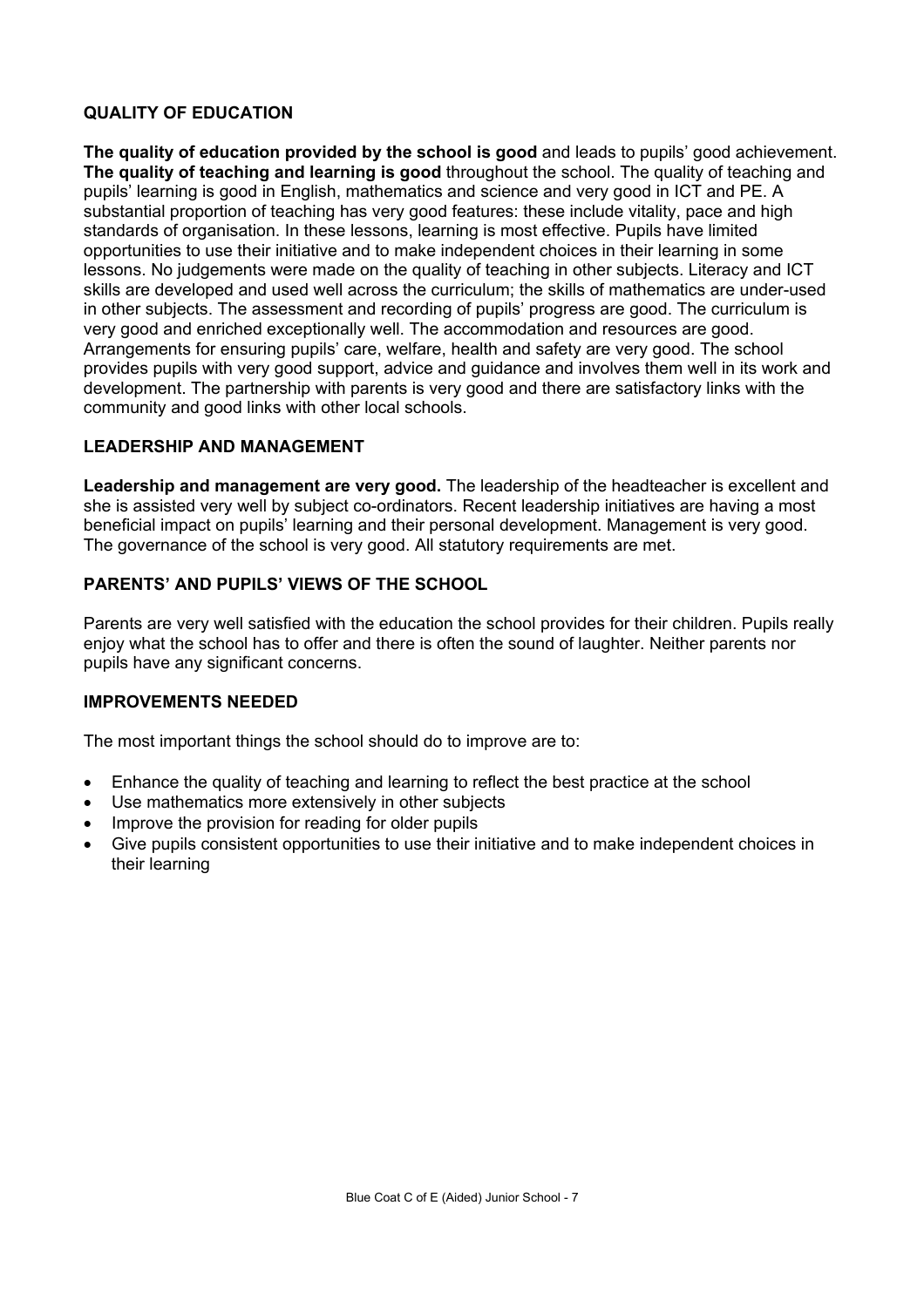### QUALITY OF EDUCATION

**The quality of education provided by the school is good** and leads to pupils' good achievement. **The quality of teaching and learning is good** throughout the school. The quality of teaching and pupils' learning is good in English, mathematics and science and very good in ICT and PE. A substantial proportion of teaching has very good features: these include vitality, pace and high standards of organisation. In these lessons, learning is most effective. Pupils have limited opportunities to use their initiative and to make independent choices in their learning in some lessons. No judgements were made on the quality of teaching in other subjects. Literacy and ICT skills are developed and used well across the curriculum; the skills of mathematics are under-used in other subjects. The assessment and recording of pupils' progress are good. The curriculum is very good and enriched exceptionally well. The accommodation and resources are good. Arrangements for ensuring pupils' care, welfare, health and safety are very good. The school provides pupils with very good support, advice and guidance and involves them well in its work and development. The partnership with parents is very good and there are satisfactory links with the community and good links with other local schools.

### LEADERSHIP AND MANAGEMENT

**Leadership and management are very good.** The leadership of the headteacher is excellent and she is assisted very well by subject co-ordinators. Recent leadership initiatives are having a most beneficial impact on pupils' learning and their personal development. Management is very good. The governance of the school is very good. All statutory requirements are met.

### PARENTS' AND PUPILS' VIEWS OF THE SCHOOL

Parents are very well satisfied with the education the school provides for their children. Pupils really enjoy what the school has to offer and there is often the sound of laughter. Neither parents nor pupils have any significant concerns.

### IMPROVEMENTS NEEDED

The most important things the school should do to improve are to:

- Enhance the quality of teaching and learning to reflect the best practice at the school
- Use mathematics more extensively in other subjects
- Improve the provision for reading for older pupils
- Give pupils consistent opportunities to use their initiative and to make independent choices in their learning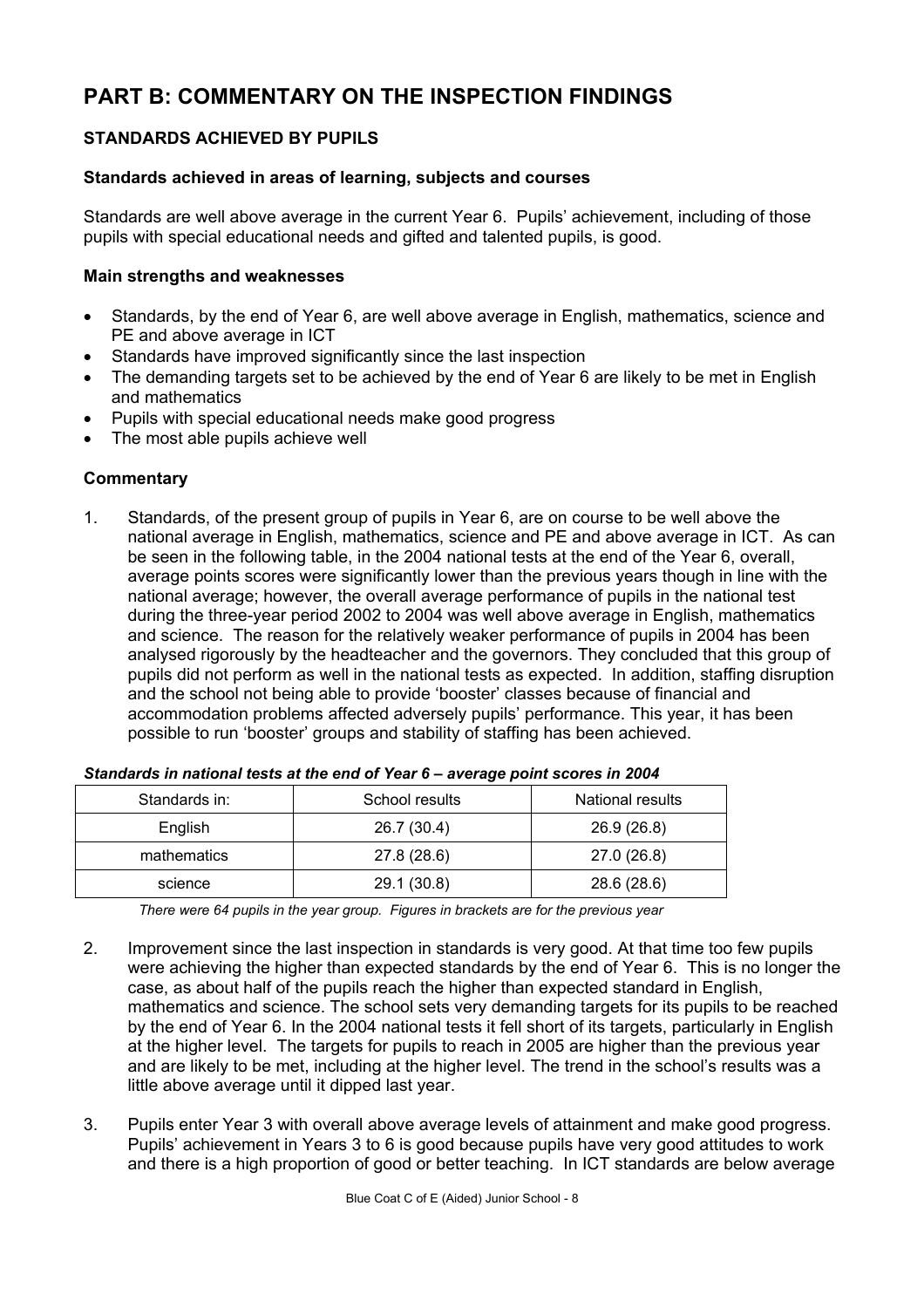# PART B: COMMENTARY ON THE INSPECTION FINDINGS

## STANDARDS ACHIEVED BY PUPILS

### Standards achieved in areas of learning, subjects and courses

Standards are well above average in the current Year 6. Pupils' achievement, including of those pupils with special educational needs and gifted and talented pupils, is good.

### Main strengths and weaknesses

- Standards, by the end of Year 6, are well above average in English, mathematics, science and PE and above average in ICT
- Standards have improved significantly since the last inspection
- The demanding targets set to be achieved by the end of Year 6 are likely to be met in English and mathematics
- Pupils with special educational needs make good progress
- The most able pupils achieve well

### Commentary

1. Standards, of the present group of pupils in Year 6, are on course to be well above the national average in English, mathematics, science and PE and above average in ICT. As can be seen in the following table, in the 2004 national tests at the end of the Year 6, overall, average points scores were significantly lower than the previous years though in line with the national average; however, the overall average performance of pupils in the national test during the three-year period 2002 to 2004 was well above average in English, mathematics and science. The reason for the relatively weaker performance of pupils in 2004 has been analysed rigorously by the headteacher and the governors. They concluded that this group of pupils did not perform as well in the national tests as expected. In addition, staffing disruption and the school not being able to provide 'booster' classes because of financial and accommodation problems affected adversely pupils' performance. This year, it has been possible to run 'booster' groups and stability of staffing has been achieved.

***Standards in national tests at the end of Year 6 – average point scores in 2004***

| Standards in: | School results | National results |
|---|---|---|
| English | 26.7 (30.4) | 26.9 (26.8) |
| mathematics | 27.8 (28.6) | 27.0 (26.8) |
| science | 29.1 (30.8) | 28.6 (28.6) |

*There were 64 pupils in the year group. Figures in brackets are for the previous year*

2. Improvement since the last inspection in standards is very good. At that time too few pupils were achieving the higher than expected standards by the end of Year 6. This is no longer the case, as about half of the pupils reach the higher than expected standard in English, mathematics and science. The school sets very demanding targets for its pupils to be reached by the end of Year 6. In the 2004 national tests it fell short of its targets, particularly in English at the higher level. The targets for pupils to reach in 2005 are higher than the previous year and are likely to be met, including at the higher level. The trend in the school's results was a little above average until it dipped last year.

3. Pupils enter Year 3 with overall above average levels of attainment and make good progress. Pupils' achievement in Years 3 to 6 is good because pupils have very good attitudes to work and there is a high proportion of good or better teaching. In ICT standards are below average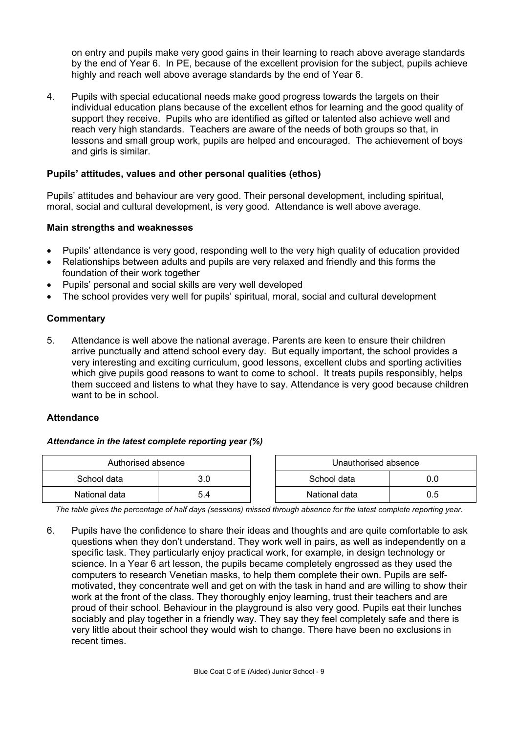on entry and pupils make very good gains in their learning to reach above average standards by the end of Year 6. In PE, because of the excellent provision for the subject, pupils achieve highly and reach well above average standards by the end of Year 6.

4. Pupils with special educational needs make good progress towards the targets on their individual education plans because of the excellent ethos for learning and the good quality of support they receive. Pupils who are identified as gifted or talented also achieve well and reach very high standards. Teachers are aware of the needs of both groups so that, in lessons and small group work, pupils are helped and encouraged. The achievement of boys and girls is similar.

### Pupils' attitudes, values and other personal qualities (ethos)

Pupils' attitudes and behaviour are very good. Their personal development, including spiritual, moral, social and cultural development, is very good. Attendance is well above average.

#### Main strengths and weaknesses

- Pupils' attendance is very good, responding well to the very high quality of education provided
- Relationships between adults and pupils are very relaxed and friendly and this forms the foundation of their work together
- Pupils' personal and social skills are very well developed
- The school provides very well for pupils' spiritual, moral, social and cultural development

#### Commentary

5. Attendance is well above the national average. Parents are keen to ensure their children arrive punctually and attend school every day. But equally important, the school provides a very interesting and exciting curriculum, good lessons, excellent clubs and sporting activities which give pupils good reasons to want to come to school. It treats pupils responsibly, helps them succeed and listens to what they have to say. Attendance is very good because children want to be in school.

### Attendance

***Attendance in the latest complete reporting year (%)***

| Authorised absence | |
|---|---|
| School data | 3.0 |
| National data | 5.4 |

| Unauthorised absence | |
|---|---|
| School data | 0.0 |
| National data | 0.5 |

*The table gives the percentage of half days (sessions) missed through absence for the latest complete reporting year.*

6. Pupils have the confidence to share their ideas and thoughts and are quite comfortable to ask questions when they don't understand. They work well in pairs, as well as independently on a specific task. They particularly enjoy practical work, for example, in design technology or science. In a Year 6 art lesson, the pupils became completely engrossed as they used the computers to research Venetian masks, to help them complete their own. Pupils are self-motivated, they concentrate well and get on with the task in hand and are willing to show their work at the front of the class. They thoroughly enjoy learning, trust their teachers and are proud of their school. Behaviour in the playground is also very good. Pupils eat their lunches sociably and play together in a friendly way. They say they feel completely safe and there is very little about their school they would wish to change. There have been no exclusions in recent times.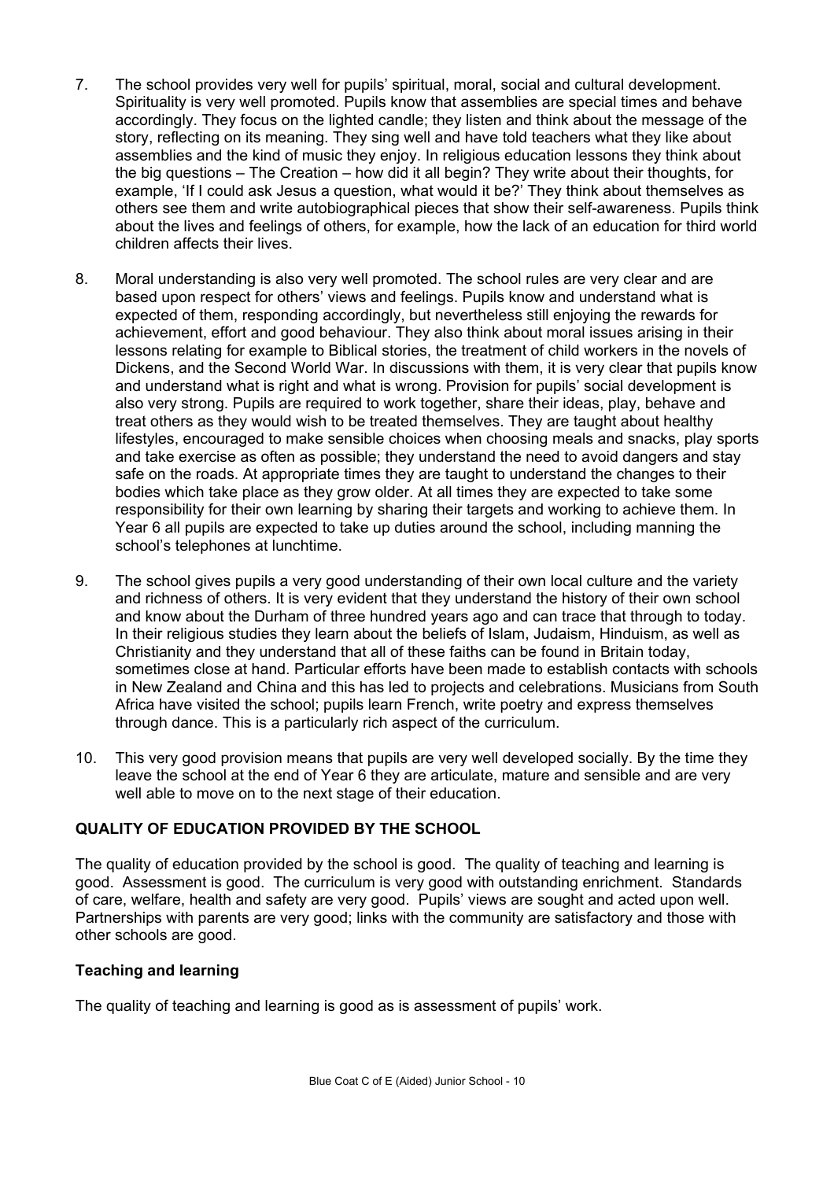7. The school provides very well for pupils' spiritual, moral, social and cultural development. Spirituality is very well promoted. Pupils know that assemblies are special times and behave accordingly. They focus on the lighted candle; they listen and think about the message of the story, reflecting on its meaning. They sing well and have told teachers what they like about assemblies and the kind of music they enjoy. In religious education lessons they think about the big questions – The Creation – how did it all begin? They write about their thoughts, for example, 'If I could ask Jesus a question, what would it be?' They think about themselves as others see them and write autobiographical pieces that show their self-awareness. Pupils think about the lives and feelings of others, for example, how the lack of an education for third world children affects their lives.

8. Moral understanding is also very well promoted. The school rules are very clear and are based upon respect for others' views and feelings. Pupils know and understand what is expected of them, responding accordingly, but nevertheless still enjoying the rewards for achievement, effort and good behaviour. They also think about moral issues arising in their lessons relating for example to Biblical stories, the treatment of child workers in the novels of Dickens, and the Second World War. In discussions with them, it is very clear that pupils know and understand what is right and what is wrong. Provision for pupils' social development is also very strong. Pupils are required to work together, share their ideas, play, behave and treat others as they would wish to be treated themselves. They are taught about healthy lifestyles, encouraged to make sensible choices when choosing meals and snacks, play sports and take exercise as often as possible; they understand the need to avoid dangers and stay safe on the roads. At appropriate times they are taught to understand the changes to their bodies which take place as they grow older. At all times they are expected to take some responsibility for their own learning by sharing their targets and working to achieve them. In Year 6 all pupils are expected to take up duties around the school, including manning the school's telephones at lunchtime.

9. The school gives pupils a very good understanding of their own local culture and the variety and richness of others. It is very evident that they understand the history of their own school and know about the Durham of three hundred years ago and can trace that through to today. In their religious studies they learn about the beliefs of Islam, Judaism, Hinduism, as well as Christianity and they understand that all of these faiths can be found in Britain today, sometimes close at hand. Particular efforts have been made to establish contacts with schools in New Zealand and China and this has led to projects and celebrations. Musicians from South Africa have visited the school; pupils learn French, write poetry and express themselves through dance. This is a particularly rich aspect of the curriculum.

10. This very good provision means that pupils are very well developed socially. By the time they leave the school at the end of Year 6 they are articulate, mature and sensible and are very well able to move on to the next stage of their education.

## QUALITY OF EDUCATION PROVIDED BY THE SCHOOL

The quality of education provided by the school is good. The quality of teaching and learning is good. Assessment is good. The curriculum is very good with outstanding enrichment. Standards of care, welfare, health and safety are very good. Pupils' views are sought and acted upon well. Partnerships with parents are very good; links with the community are satisfactory and those with other schools are good.

### Teaching and learning

The quality of teaching and learning is good as is assessment of pupils' work.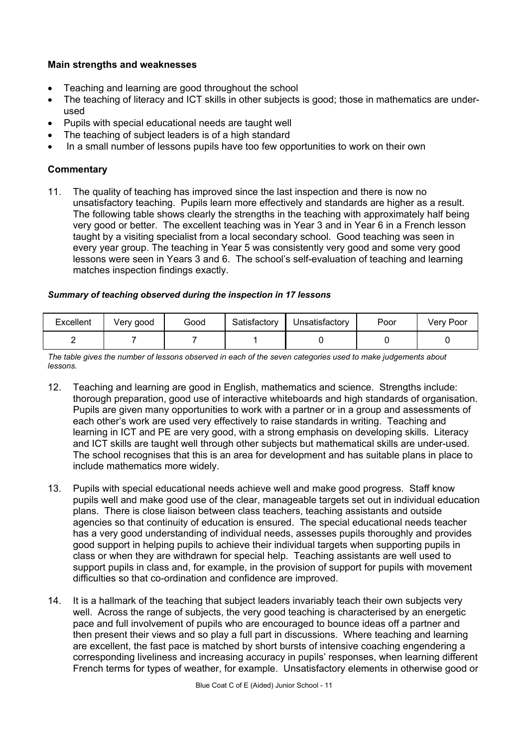**Main strengths and weaknesses**

- Teaching and learning are good throughout the school
- The teaching of literacy and ICT skills in other subjects is good; those in mathematics are under-used
- Pupils with special educational needs are taught well
- The teaching of subject leaders is of a high standard
- In a small number of lessons pupils have too few opportunities to work on their own

**Commentary**

11. The quality of teaching has improved since the last inspection and there is now no unsatisfactory teaching. Pupils learn more effectively and standards are higher as a result. The following table shows clearly the strengths in the teaching with approximately half being very good or better. The excellent teaching was in Year 3 and in Year 6 in a French lesson taught by a visiting specialist from a local secondary school. Good teaching was seen in every year group. The teaching in Year 5 was consistently very good and some very good lessons were seen in Years 3 and 6. The school's self-evaluation of teaching and learning matches inspection findings exactly.

***Summary of teaching observed during the inspection in 17 lessons***

| Excellent | Very good | Good | Satisfactory | Unsatisfactory | Poor | Very Poor |
|---|---|---|---|---|---|---|
| 2 | 7 | 7 | 1 | 0 | 0 | 0 |

*The table gives the number of lessons observed in each of the seven categories used to make judgements about lessons.*

12. Teaching and learning are good in English, mathematics and science. Strengths include: thorough preparation, good use of interactive whiteboards and high standards of organisation. Pupils are given many opportunities to work with a partner or in a group and assessments of each other's work are used very effectively to raise standards in writing. Teaching and learning in ICT and PE are very good, with a strong emphasis on developing skills. Literacy and ICT skills are taught well through other subjects but mathematical skills are under-used. The school recognises that this is an area for development and has suitable plans in place to include mathematics more widely.

13. Pupils with special educational needs achieve well and make good progress. Staff know pupils well and make good use of the clear, manageable targets set out in individual education plans. There is close liaison between class teachers, teaching assistants and outside agencies so that continuity of education is ensured. The special educational needs teacher has a very good understanding of individual needs, assesses pupils thoroughly and provides good support in helping pupils to achieve their individual targets when supporting pupils in class or when they are withdrawn for special help. Teaching assistants are well used to support pupils in class and, for example, in the provision of support for pupils with movement difficulties so that co-ordination and confidence are improved.

14. It is a hallmark of the teaching that subject leaders invariably teach their own subjects very well. Across the range of subjects, the very good teaching is characterised by an energetic pace and full involvement of pupils who are encouraged to bounce ideas off a partner and then present their views and so play a full part in discussions. Where teaching and learning are excellent, the fast pace is matched by short bursts of intensive coaching engendering a corresponding liveliness and increasing accuracy in pupils' responses, when learning different French terms for types of weather, for example. Unsatisfactory elements in otherwise good or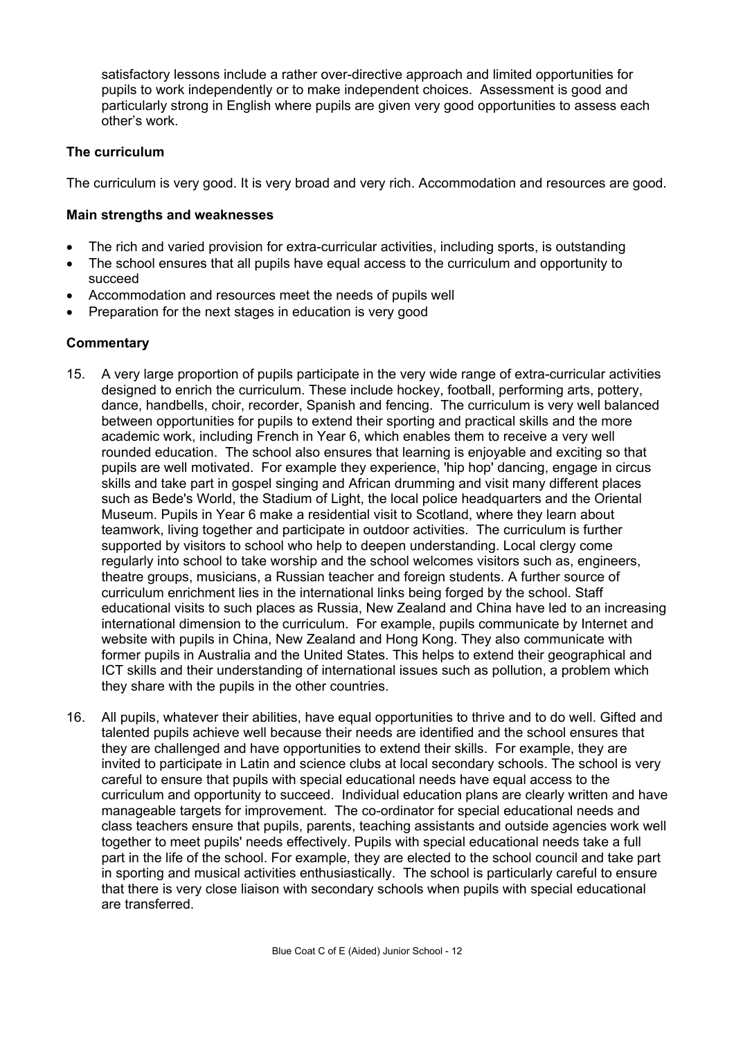satisfactory lessons include a rather over-directive approach and limited opportunities for pupils to work independently or to make independent choices. Assessment is good and particularly strong in English where pupils are given very good opportunities to assess each other's work.

### The curriculum

The curriculum is very good. It is very broad and very rich. Accommodation and resources are good.

#### Main strengths and weaknesses

- The rich and varied provision for extra-curricular activities, including sports, is outstanding
- The school ensures that all pupils have equal access to the curriculum and opportunity to succeed
- Accommodation and resources meet the needs of pupils well
- Preparation for the next stages in education is very good

#### Commentary

15. A very large proportion of pupils participate in the very wide range of extra-curricular activities designed to enrich the curriculum. These include hockey, football, performing arts, pottery, dance, handbells, choir, recorder, Spanish and fencing. The curriculum is very well balanced between opportunities for pupils to extend their sporting and practical skills and the more academic work, including French in Year 6, which enables them to receive a very well rounded education. The school also ensures that learning is enjoyable and exciting so that pupils are well motivated. For example they experience, 'hip hop' dancing, engage in circus skills and take part in gospel singing and African drumming and visit many different places such as Bede's World, the Stadium of Light, the local police headquarters and the Oriental Museum. Pupils in Year 6 make a residential visit to Scotland, where they learn about teamwork, living together and participate in outdoor activities. The curriculum is further supported by visitors to school who help to deepen understanding. Local clergy come regularly into school to take worship and the school welcomes visitors such as, engineers, theatre groups, musicians, a Russian teacher and foreign students. A further source of curriculum enrichment lies in the international links being forged by the school. Staff educational visits to such places as Russia, New Zealand and China have led to an increasing international dimension to the curriculum. For example, pupils communicate by Internet and website with pupils in China, New Zealand and Hong Kong. They also communicate with former pupils in Australia and the United States. This helps to extend their geographical and ICT skills and their understanding of international issues such as pollution, a problem which they share with the pupils in the other countries.

16. All pupils, whatever their abilities, have equal opportunities to thrive and to do well. Gifted and talented pupils achieve well because their needs are identified and the school ensures that they are challenged and have opportunities to extend their skills. For example, they are invited to participate in Latin and science clubs at local secondary schools. The school is very careful to ensure that pupils with special educational needs have equal access to the curriculum and opportunity to succeed. Individual education plans are clearly written and have manageable targets for improvement. The co-ordinator for special educational needs and class teachers ensure that pupils, parents, teaching assistants and outside agencies work well together to meet pupils' needs effectively. Pupils with special educational needs take a full part in the life of the school. For example, they are elected to the school council and take part in sporting and musical activities enthusiastically. The school is particularly careful to ensure that there is very close liaison with secondary schools when pupils with special educational are transferred.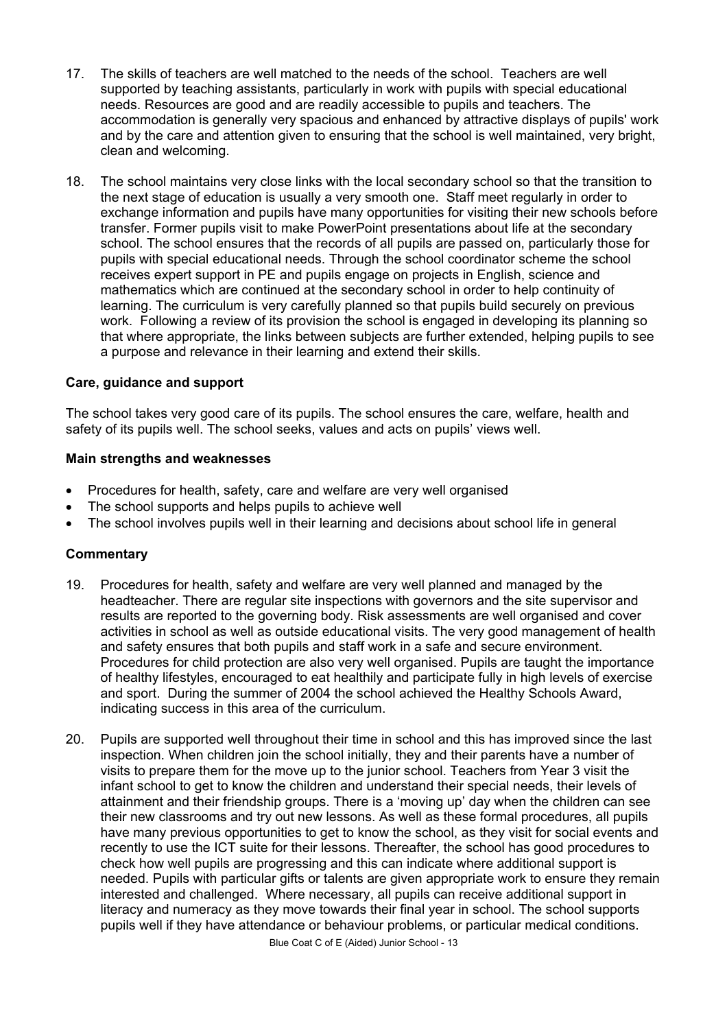17. The skills of teachers are well matched to the needs of the school. Teachers are well supported by teaching assistants, particularly in work with pupils with special educational needs. Resources are good and are readily accessible to pupils and teachers. The accommodation is generally very spacious and enhanced by attractive displays of pupils' work and by the care and attention given to ensuring that the school is well maintained, very bright, clean and welcoming.

18. The school maintains very close links with the local secondary school so that the transition to the next stage of education is usually a very smooth one. Staff meet regularly in order to exchange information and pupils have many opportunities for visiting their new schools before transfer. Former pupils visit to make PowerPoint presentations about life at the secondary school. The school ensures that the records of all pupils are passed on, particularly those for pupils with special educational needs. Through the school coordinator scheme the school receives expert support in PE and pupils engage on projects in English, science and mathematics which are continued at the secondary school in order to help continuity of learning. The curriculum is very carefully planned so that pupils build securely on previous work. Following a review of its provision the school is engaged in developing its planning so that where appropriate, the links between subjects are further extended, helping pupils to see a purpose and relevance in their learning and extend their skills.

### Care, guidance and support

The school takes very good care of its pupils. The school ensures the care, welfare, health and safety of its pupils well. The school seeks, values and acts on pupils' views well.

#### Main strengths and weaknesses

- Procedures for health, safety, care and welfare are very well organised
- The school supports and helps pupils to achieve well
- The school involves pupils well in their learning and decisions about school life in general

#### Commentary

19. Procedures for health, safety and welfare are very well planned and managed by the headteacher. There are regular site inspections with governors and the site supervisor and results are reported to the governing body. Risk assessments are well organised and cover activities in school as well as outside educational visits. The very good management of health and safety ensures that both pupils and staff work in a safe and secure environment. Procedures for child protection are also very well organised. Pupils are taught the importance of healthy lifestyles, encouraged to eat healthily and participate fully in high levels of exercise and sport. During the summer of 2004 the school achieved the Healthy Schools Award, indicating success in this area of the curriculum.

20. Pupils are supported well throughout their time in school and this has improved since the last inspection. When children join the school initially, they and their parents have a number of visits to prepare them for the move up to the junior school. Teachers from Year 3 visit the infant school to get to know the children and understand their special needs, their levels of attainment and their friendship groups. There is a 'moving up' day when the children can see their new classrooms and try out new lessons. As well as these formal procedures, all pupils have many previous opportunities to get to know the school, as they visit for social events and recently to use the ICT suite for their lessons. Thereafter, the school has good procedures to check how well pupils are progressing and this can indicate where additional support is needed. Pupils with particular gifts or talents are given appropriate work to ensure they remain interested and challenged. Where necessary, all pupils can receive additional support in literacy and numeracy as they move towards their final year in school. The school supports pupils well if they have attendance or behaviour problems, or particular medical conditions.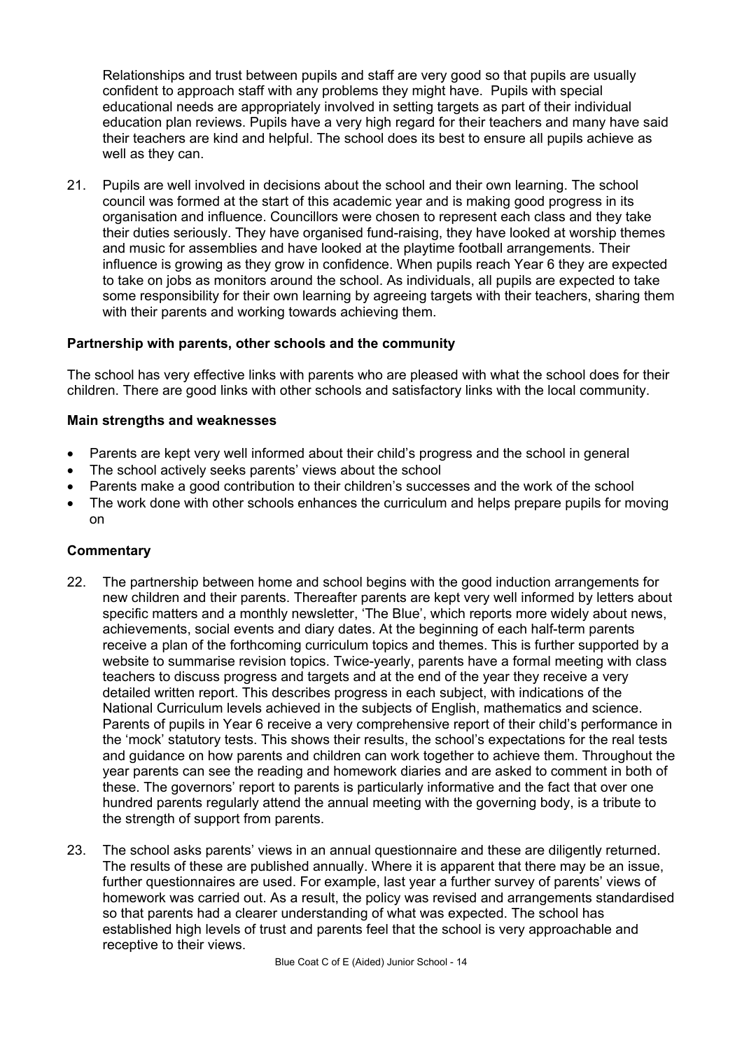Relationships and trust between pupils and staff are very good so that pupils are usually confident to approach staff with any problems they might have. Pupils with special educational needs are appropriately involved in setting targets as part of their individual education plan reviews. Pupils have a very high regard for their teachers and many have said their teachers are kind and helpful. The school does its best to ensure all pupils achieve as well as they can.

21. Pupils are well involved in decisions about the school and their own learning. The school council was formed at the start of this academic year and is making good progress in its organisation and influence. Councillors were chosen to represent each class and they take their duties seriously. They have organised fund-raising, they have looked at worship themes and music for assemblies and have looked at the playtime football arrangements. Their influence is growing as they grow in confidence. When pupils reach Year 6 they are expected to take on jobs as monitors around the school. As individuals, all pupils are expected to take some responsibility for their own learning by agreeing targets with their teachers, sharing them with their parents and working towards achieving them.

### Partnership with parents, other schools and the community

The school has very effective links with parents who are pleased with what the school does for their children. There are good links with other schools and satisfactory links with the local community.

#### Main strengths and weaknesses

- Parents are kept very well informed about their child's progress and the school in general
- The school actively seeks parents' views about the school
- Parents make a good contribution to their children's successes and the work of the school
- The work done with other schools enhances the curriculum and helps prepare pupils for moving on

#### Commentary

22. The partnership between home and school begins with the good induction arrangements for new children and their parents. Thereafter parents are kept very well informed by letters about specific matters and a monthly newsletter, 'The Blue', which reports more widely about news, achievements, social events and diary dates. At the beginning of each half-term parents receive a plan of the forthcoming curriculum topics and themes. This is further supported by a website to summarise revision topics. Twice-yearly, parents have a formal meeting with class teachers to discuss progress and targets and at the end of the year they receive a very detailed written report. This describes progress in each subject, with indications of the National Curriculum levels achieved in the subjects of English, mathematics and science. Parents of pupils in Year 6 receive a very comprehensive report of their child's performance in the 'mock' statutory tests. This shows their results, the school's expectations for the real tests and guidance on how parents and children can work together to achieve them. Throughout the year parents can see the reading and homework diaries and are asked to comment in both of these. The governors' report to parents is particularly informative and the fact that over one hundred parents regularly attend the annual meeting with the governing body, is a tribute to the strength of support from parents.

23. The school asks parents' views in an annual questionnaire and these are diligently returned. The results of these are published annually. Where it is apparent that there may be an issue, further questionnaires are used. For example, last year a further survey of parents' views of homework was carried out. As a result, the policy was revised and arrangements standardised so that parents had a clearer understanding of what was expected. The school has established high levels of trust and parents feel that the school is very approachable and receptive to their views.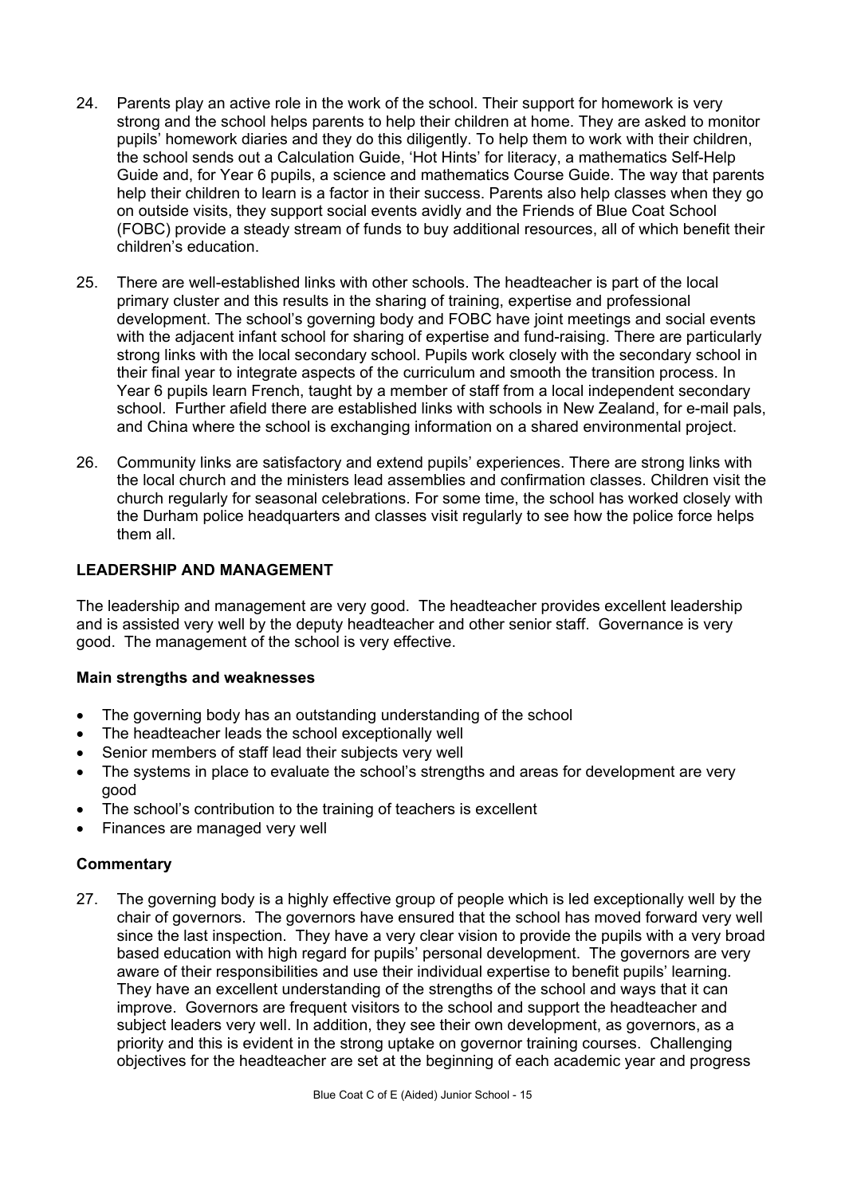24. Parents play an active role in the work of the school. Their support for homework is very strong and the school helps parents to help their children at home. They are asked to monitor pupils' homework diaries and they do this diligently. To help them to work with their children, the school sends out a Calculation Guide, 'Hot Hints' for literacy, a mathematics Self-Help Guide and, for Year 6 pupils, a science and mathematics Course Guide. The way that parents help their children to learn is a factor in their success. Parents also help classes when they go on outside visits, they support social events avidly and the Friends of Blue Coat School (FOBC) provide a steady stream of funds to buy additional resources, all of which benefit their children's education.

25. There are well-established links with other schools. The headteacher is part of the local primary cluster and this results in the sharing of training, expertise and professional development. The school's governing body and FOBC have joint meetings and social events with the adjacent infant school for sharing of expertise and fund-raising. There are particularly strong links with the local secondary school. Pupils work closely with the secondary school in their final year to integrate aspects of the curriculum and smooth the transition process. In Year 6 pupils learn French, taught by a member of staff from a local independent secondary school. Further afield there are established links with schools in New Zealand, for e-mail pals, and China where the school is exchanging information on a shared environmental project.

26. Community links are satisfactory and extend pupils' experiences. There are strong links with the local church and the ministers lead assemblies and confirmation classes. Children visit the church regularly for seasonal celebrations. For some time, the school has worked closely with the Durham police headquarters and classes visit regularly to see how the police force helps them all.

## LEADERSHIP AND MANAGEMENT

The leadership and management are very good. The headteacher provides excellent leadership and is assisted very well by the deputy headteacher and other senior staff. Governance is very good. The management of the school is very effective.

### Main strengths and weaknesses

- The governing body has an outstanding understanding of the school
- The headteacher leads the school exceptionally well
- Senior members of staff lead their subjects very well
- The systems in place to evaluate the school's strengths and areas for development are very good
- The school's contribution to the training of teachers is excellent
- Finances are managed very well

### Commentary

27. The governing body is a highly effective group of people which is led exceptionally well by the chair of governors. The governors have ensured that the school has moved forward very well since the last inspection. They have a very clear vision to provide the pupils with a very broad based education with high regard for pupils' personal development. The governors are very aware of their responsibilities and use their individual expertise to benefit pupils' learning. They have an excellent understanding of the strengths of the school and ways that it can improve. Governors are frequent visitors to the school and support the headteacher and subject leaders very well. In addition, they see their own development, as governors, as a priority and this is evident in the strong uptake on governor training courses. Challenging objectives for the headteacher are set at the beginning of each academic year and progress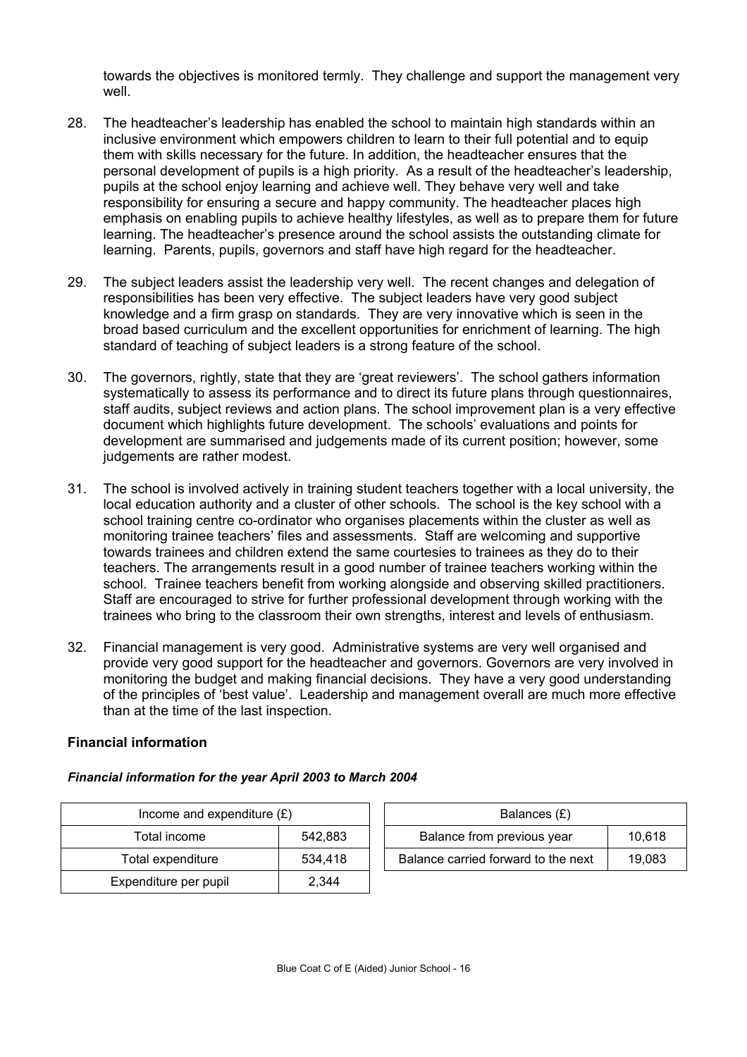towards the objectives is monitored termly. They challenge and support the management very well.

28. The headteacher's leadership has enabled the school to maintain high standards within an inclusive environment which empowers children to learn to their full potential and to equip them with skills necessary for the future. In addition, the headteacher ensures that the personal development of pupils is a high priority. As a result of the headteacher's leadership, pupils at the school enjoy learning and achieve well. They behave very well and take responsibility for ensuring a secure and happy community. The headteacher places high emphasis on enabling pupils to achieve healthy lifestyles, as well as to prepare them for future learning. The headteacher's presence around the school assists the outstanding climate for learning. Parents, pupils, governors and staff have high regard for the headteacher.

29. The subject leaders assist the leadership very well. The recent changes and delegation of responsibilities has been very effective. The subject leaders have very good subject knowledge and a firm grasp on standards. They are very innovative which is seen in the broad based curriculum and the excellent opportunities for enrichment of learning. The high standard of teaching of subject leaders is a strong feature of the school.

30. The governors, rightly, state that they are 'great reviewers'. The school gathers information systematically to assess its performance and to direct its future plans through questionnaires, staff audits, subject reviews and action plans. The school improvement plan is a very effective document which highlights future development. The schools' evaluations and points for development are summarised and judgements made of its current position; however, some judgements are rather modest.

31. The school is involved actively in training student teachers together with a local university, the local education authority and a cluster of other schools. The school is the key school with a school training centre co-ordinator who organises placements within the cluster as well as monitoring trainee teachers' files and assessments. Staff are welcoming and supportive towards trainees and children extend the same courtesies to trainees as they do to their teachers. The arrangements result in a good number of trainee teachers working within the school. Trainee teachers benefit from working alongside and observing skilled practitioners. Staff are encouraged to strive for further professional development through working with the trainees who bring to the classroom their own strengths, interest and levels of enthusiasm.

32. Financial management is very good. Administrative systems are very well organised and provide very good support for the headteacher and governors. Governors are very involved in monitoring the budget and making financial decisions. They have a very good understanding of the principles of 'best value'. Leadership and management overall are much more effective than at the time of the last inspection.

**Financial information**

***Financial information for the year April 2003 to March 2004***

| Income and expenditure (£) | |
|---|---|
| Total income | 542,883 |
| Total expenditure | 534,418 |
| Expenditure per pupil | 2,344 |

| Balances (£) | |
|---|---|
| Balance from previous year | 10,618 |
| Balance carried forward to the next | 19,083 |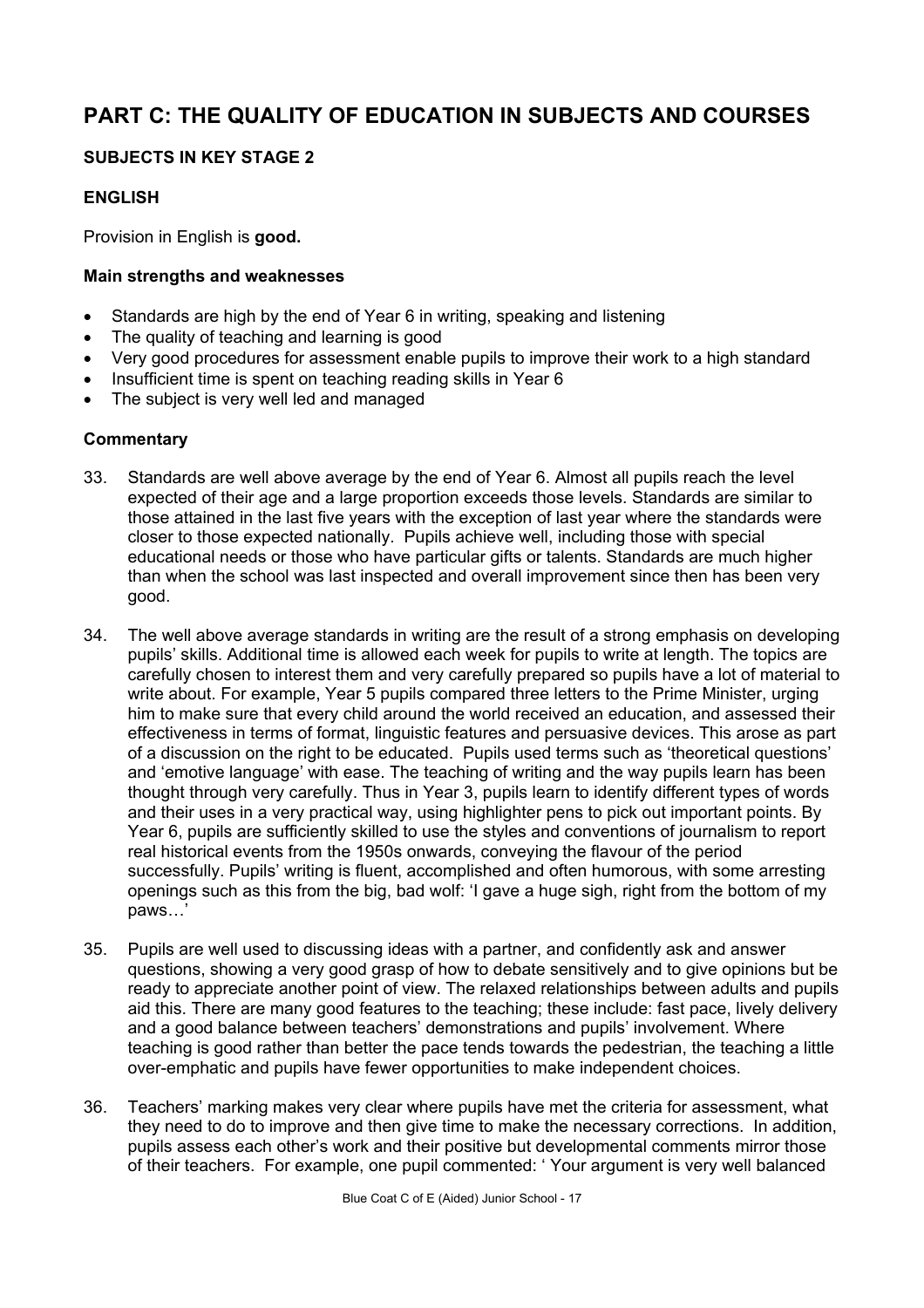# PART C: THE QUALITY OF EDUCATION IN SUBJECTS AND COURSES

## SUBJECTS IN KEY STAGE 2

### ENGLISH

Provision in English is **good.**

#### Main strengths and weaknesses

- Standards are high by the end of Year 6 in writing, speaking and listening
- The quality of teaching and learning is good
- Very good procedures for assessment enable pupils to improve their work to a high standard
- Insufficient time is spent on teaching reading skills in Year 6
- The subject is very well led and managed

#### Commentary

33. Standards are well above average by the end of Year 6. Almost all pupils reach the level expected of their age and a large proportion exceeds those levels. Standards are similar to those attained in the last five years with the exception of last year where the standards were closer to those expected nationally. Pupils achieve well, including those with special educational needs or those who have particular gifts or talents. Standards are much higher than when the school was last inspected and overall improvement since then has been very good.

34. The well above average standards in writing are the result of a strong emphasis on developing pupils' skills. Additional time is allowed each week for pupils to write at length. The topics are carefully chosen to interest them and very carefully prepared so pupils have a lot of material to write about. For example, Year 5 pupils compared three letters to the Prime Minister, urging him to make sure that every child around the world received an education, and assessed their effectiveness in terms of format, linguistic features and persuasive devices. This arose as part of a discussion on the right to be educated. Pupils used terms such as 'theoretical questions' and 'emotive language' with ease. The teaching of writing and the way pupils learn has been thought through very carefully. Thus in Year 3, pupils learn to identify different types of words and their uses in a very practical way, using highlighter pens to pick out important points. By Year 6, pupils are sufficiently skilled to use the styles and conventions of journalism to report real historical events from the 1950s onwards, conveying the flavour of the period successfully. Pupils' writing is fluent, accomplished and often humorous, with some arresting openings such as this from the big, bad wolf: 'I gave a huge sigh, right from the bottom of my paws…'

35. Pupils are well used to discussing ideas with a partner, and confidently ask and answer questions, showing a very good grasp of how to debate sensitively and to give opinions but be ready to appreciate another point of view. The relaxed relationships between adults and pupils aid this. There are many good features to the teaching; these include: fast pace, lively delivery and a good balance between teachers' demonstrations and pupils' involvement. Where teaching is good rather than better the pace tends towards the pedestrian, the teaching a little over-emphatic and pupils have fewer opportunities to make independent choices.

36. Teachers' marking makes very clear where pupils have met the criteria for assessment, what they need to do to improve and then give time to make the necessary corrections. In addition, pupils assess each other's work and their positive but developmental comments mirror those of their teachers. For example, one pupil commented: ' Your argument is very well balanced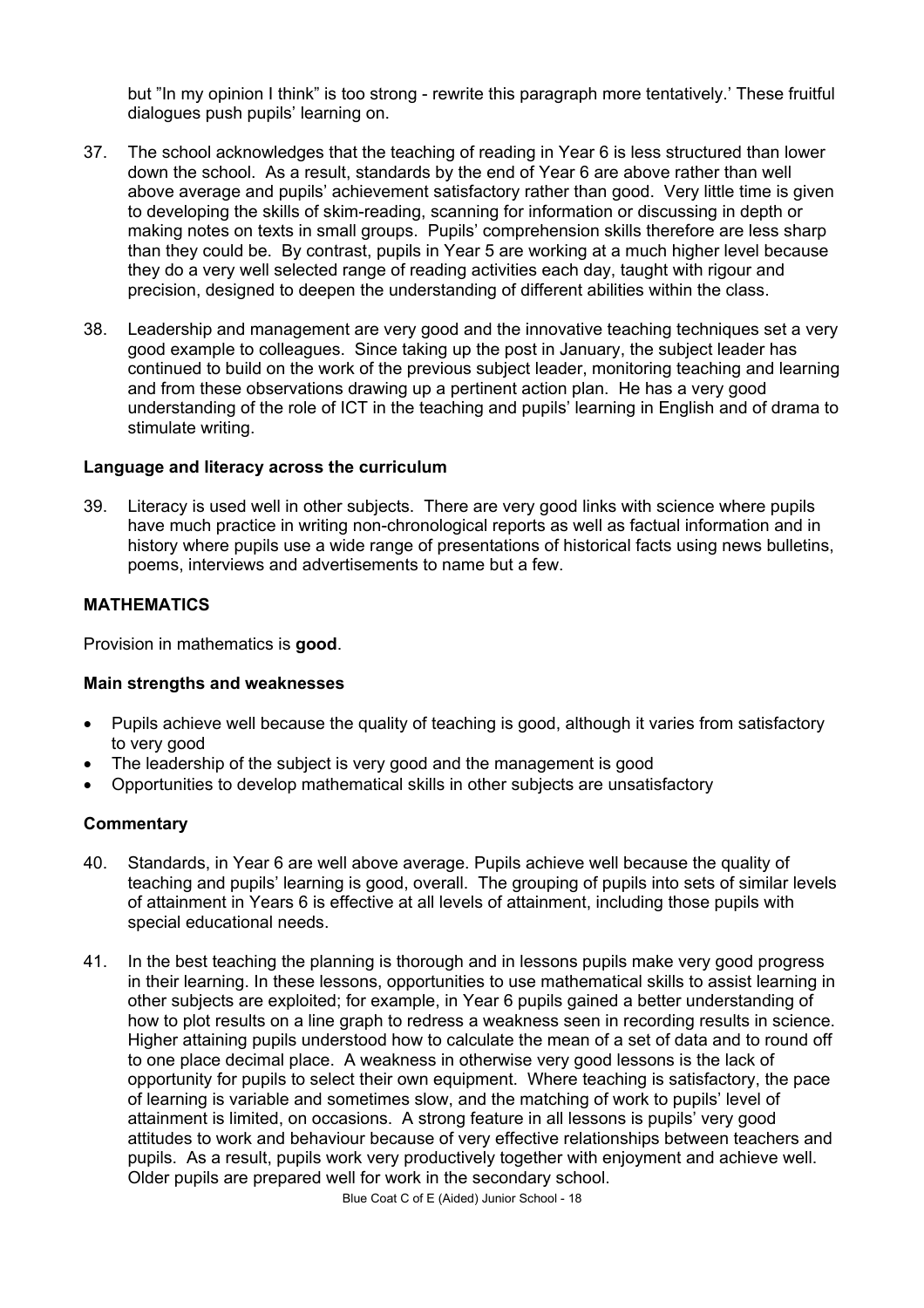but "In my opinion I think" is too strong - rewrite this paragraph more tentatively.' These fruitful dialogues push pupils' learning on.

37. The school acknowledges that the teaching of reading in Year 6 is less structured than lower down the school. As a result, standards by the end of Year 6 are above rather than well above average and pupils' achievement satisfactory rather than good. Very little time is given to developing the skills of skim-reading, scanning for information or discussing in depth or making notes on texts in small groups. Pupils' comprehension skills therefore are less sharp than they could be. By contrast, pupils in Year 5 are working at a much higher level because they do a very well selected range of reading activities each day, taught with rigour and precision, designed to deepen the understanding of different abilities within the class.

38. Leadership and management are very good and the innovative teaching techniques set a very good example to colleagues. Since taking up the post in January, the subject leader has continued to build on the work of the previous subject leader, monitoring teaching and learning and from these observations drawing up a pertinent action plan. He has a very good understanding of the role of ICT in the teaching and pupils' learning in English and of drama to stimulate writing.

**Language and literacy across the curriculum**

39. Literacy is used well in other subjects. There are very good links with science where pupils have much practice in writing non-chronological reports as well as factual information and in history where pupils use a wide range of presentations of historical facts using news bulletins, poems, interviews and advertisements to name but a few.

## MATHEMATICS

Provision in mathematics is **good**.

**Main strengths and weaknesses**

- Pupils achieve well because the quality of teaching is good, although it varies from satisfactory to very good
- The leadership of the subject is very good and the management is good
- Opportunities to develop mathematical skills in other subjects are unsatisfactory

**Commentary**

40. Standards, in Year 6 are well above average. Pupils achieve well because the quality of teaching and pupils' learning is good, overall. The grouping of pupils into sets of similar levels of attainment in Years 6 is effective at all levels of attainment, including those pupils with special educational needs.

41. In the best teaching the planning is thorough and in lessons pupils make very good progress in their learning. In these lessons, opportunities to use mathematical skills to assist learning in other subjects are exploited; for example, in Year 6 pupils gained a better understanding of how to plot results on a line graph to redress a weakness seen in recording results in science. Higher attaining pupils understood how to calculate the mean of a set of data and to round off to one place decimal place. A weakness in otherwise very good lessons is the lack of opportunity for pupils to select their own equipment. Where teaching is satisfactory, the pace of learning is variable and sometimes slow, and the matching of work to pupils' level of attainment is limited, on occasions. A strong feature in all lessons is pupils' very good attitudes to work and behaviour because of very effective relationships between teachers and pupils. As a result, pupils work very productively together with enjoyment and achieve well. Older pupils are prepared well for work in the secondary school.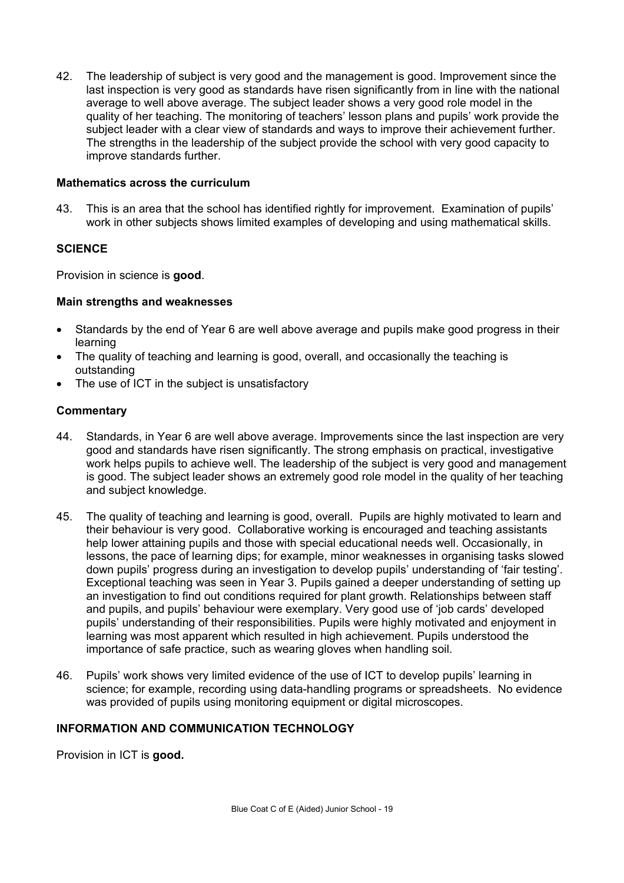42. The leadership of subject is very good and the management is good. Improvement since the last inspection is very good as standards have risen significantly from in line with the national average to well above average. The subject leader shows a very good role model in the quality of her teaching. The monitoring of teachers' lesson plans and pupils' work provide the subject leader with a clear view of standards and ways to improve their achievement further. The strengths in the leadership of the subject provide the school with very good capacity to improve standards further.

**Mathematics across the curriculum**

43. This is an area that the school has identified rightly for improvement. Examination of pupils' work in other subjects shows limited examples of developing and using mathematical skills.

## SCIENCE

Provision in science is **good**.

**Main strengths and weaknesses**

- Standards by the end of Year 6 are well above average and pupils make good progress in their learning
- The quality of teaching and learning is good, overall, and occasionally the teaching is outstanding
- The use of ICT in the subject is unsatisfactory

**Commentary**

44. Standards, in Year 6 are well above average. Improvements since the last inspection are very good and standards have risen significantly. The strong emphasis on practical, investigative work helps pupils to achieve well. The leadership of the subject is very good and management is good. The subject leader shows an extremely good role model in the quality of her teaching and subject knowledge.

45. The quality of teaching and learning is good, overall. Pupils are highly motivated to learn and their behaviour is very good. Collaborative working is encouraged and teaching assistants help lower attaining pupils and those with special educational needs well. Occasionally, in lessons, the pace of learning dips; for example, minor weaknesses in organising tasks slowed down pupils' progress during an investigation to develop pupils' understanding of 'fair testing'. Exceptional teaching was seen in Year 3. Pupils gained a deeper understanding of setting up an investigation to find out conditions required for plant growth. Relationships between staff and pupils, and pupils' behaviour were exemplary. Very good use of 'job cards' developed pupils' understanding of their responsibilities. Pupils were highly motivated and enjoyment in learning was most apparent which resulted in high achievement. Pupils understood the importance of safe practice, such as wearing gloves when handling soil.

46. Pupils' work shows very limited evidence of the use of ICT to develop pupils' learning in science; for example, recording using data-handling programs or spreadsheets. No evidence was provided of pupils using monitoring equipment or digital microscopes.

## INFORMATION AND COMMUNICATION TECHNOLOGY

Provision in ICT is **good.**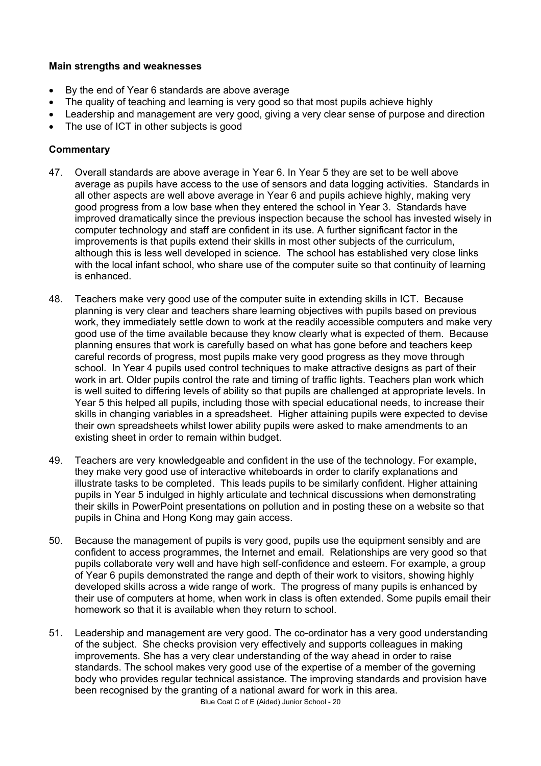**Main strengths and weaknesses**

- By the end of Year 6 standards are above average
- The quality of teaching and learning is very good so that most pupils achieve highly
- Leadership and management are very good, giving a very clear sense of purpose and direction
- The use of ICT in other subjects is good

**Commentary**

47. Overall standards are above average in Year 6. In Year 5 they are set to be well above average as pupils have access to the use of sensors and data logging activities. Standards in all other aspects are well above average in Year 6 and pupils achieve highly, making very good progress from a low base when they entered the school in Year 3. Standards have improved dramatically since the previous inspection because the school has invested wisely in computer technology and staff are confident in its use. A further significant factor in the improvements is that pupils extend their skills in most other subjects of the curriculum, although this is less well developed in science. The school has established very close links with the local infant school, who share use of the computer suite so that continuity of learning is enhanced.

48. Teachers make very good use of the computer suite in extending skills in ICT. Because planning is very clear and teachers share learning objectives with pupils based on previous work, they immediately settle down to work at the readily accessible computers and make very good use of the time available because they know clearly what is expected of them. Because planning ensures that work is carefully based on what has gone before and teachers keep careful records of progress, most pupils make very good progress as they move through school. In Year 4 pupils used control techniques to make attractive designs as part of their work in art. Older pupils control the rate and timing of traffic lights. Teachers plan work which is well suited to differing levels of ability so that pupils are challenged at appropriate levels. In Year 5 this helped all pupils, including those with special educational needs, to increase their skills in changing variables in a spreadsheet. Higher attaining pupils were expected to devise their own spreadsheets whilst lower ability pupils were asked to make amendments to an existing sheet in order to remain within budget.

49. Teachers are very knowledgeable and confident in the use of the technology. For example, they make very good use of interactive whiteboards in order to clarify explanations and illustrate tasks to be completed. This leads pupils to be similarly confident. Higher attaining pupils in Year 5 indulged in highly articulate and technical discussions when demonstrating their skills in PowerPoint presentations on pollution and in posting these on a website so that pupils in China and Hong Kong may gain access.

50. Because the management of pupils is very good, pupils use the equipment sensibly and are confident to access programmes, the Internet and email. Relationships are very good so that pupils collaborate very well and have high self-confidence and esteem. For example, a group of Year 6 pupils demonstrated the range and depth of their work to visitors, showing highly developed skills across a wide range of work. The progress of many pupils is enhanced by their use of computers at home, when work in class is often extended. Some pupils email their homework so that it is available when they return to school.

51. Leadership and management are very good. The co-ordinator has a very good understanding of the subject. She checks provision very effectively and supports colleagues in making improvements. She has a very clear understanding of the way ahead in order to raise standards. The school makes very good use of the expertise of a member of the governing body who provides regular technical assistance. The improving standards and provision have been recognised by the granting of a national award for work in this area.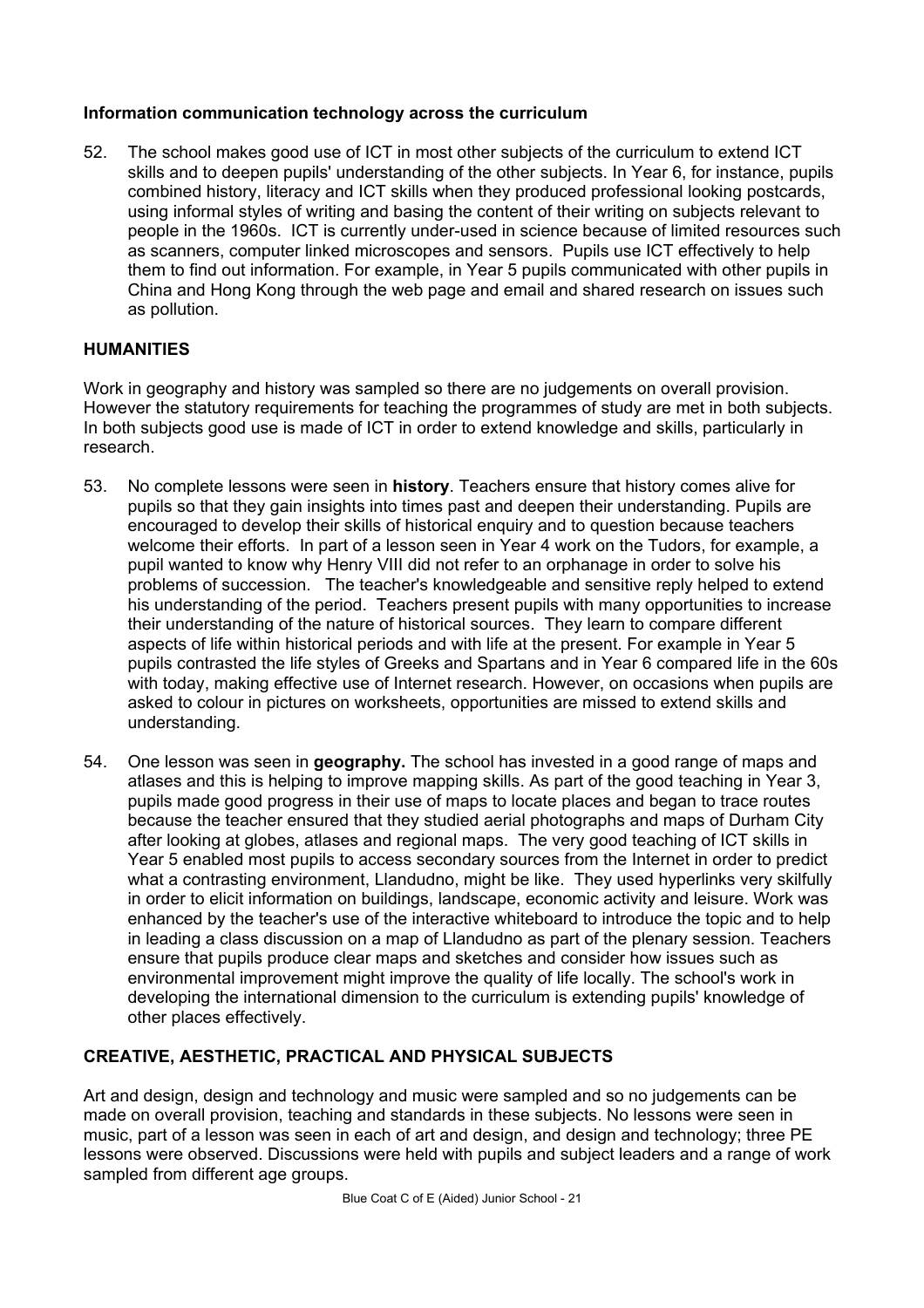### Information communication technology across the curriculum

52. The school makes good use of ICT in most other subjects of the curriculum to extend ICT skills and to deepen pupils' understanding of the other subjects. In Year 6, for instance, pupils combined history, literacy and ICT skills when they produced professional looking postcards, using informal styles of writing and basing the content of their writing on subjects relevant to people in the 1960s. ICT is currently under-used in science because of limited resources such as scanners, computer linked microscopes and sensors. Pupils use ICT effectively to help them to find out information. For example, in Year 5 pupils communicated with other pupils in China and Hong Kong through the web page and email and shared research on issues such as pollution.

## HUMANITIES

Work in geography and history was sampled so there are no judgements on overall provision. However the statutory requirements for teaching the programmes of study are met in both subjects. In both subjects good use is made of ICT in order to extend knowledge and skills, particularly in research.

53. No complete lessons were seen in **history**. Teachers ensure that history comes alive for pupils so that they gain insights into times past and deepen their understanding. Pupils are encouraged to develop their skills of historical enquiry and to question because teachers welcome their efforts. In part of a lesson seen in Year 4 work on the Tudors, for example, a pupil wanted to know why Henry VIII did not refer to an orphanage in order to solve his problems of succession. The teacher's knowledgeable and sensitive reply helped to extend his understanding of the period. Teachers present pupils with many opportunities to increase their understanding of the nature of historical sources. They learn to compare different aspects of life within historical periods and with life at the present. For example in Year 5 pupils contrasted the life styles of Greeks and Spartans and in Year 6 compared life in the 60s with today, making effective use of Internet research. However, on occasions when pupils are asked to colour in pictures on worksheets, opportunities are missed to extend skills and understanding.

54. One lesson was seen in **geography.** The school has invested in a good range of maps and atlases and this is helping to improve mapping skills. As part of the good teaching in Year 3, pupils made good progress in their use of maps to locate places and began to trace routes because the teacher ensured that they studied aerial photographs and maps of Durham City after looking at globes, atlases and regional maps. The very good teaching of ICT skills in Year 5 enabled most pupils to access secondary sources from the Internet in order to predict what a contrasting environment, Llandudno, might be like. They used hyperlinks very skilfully in order to elicit information on buildings, landscape, economic activity and leisure. Work was enhanced by the teacher's use of the interactive whiteboard to introduce the topic and to help in leading a class discussion on a map of Llandudno as part of the plenary session. Teachers ensure that pupils produce clear maps and sketches and consider how issues such as environmental improvement might improve the quality of life locally. The school's work in developing the international dimension to the curriculum is extending pupils' knowledge of other places effectively.

## CREATIVE, AESTHETIC, PRACTICAL AND PHYSICAL SUBJECTS

Art and design, design and technology and music were sampled and so no judgements can be made on overall provision, teaching and standards in these subjects. No lessons were seen in music, part of a lesson was seen in each of art and design, and design and technology; three PE lessons were observed. Discussions were held with pupils and subject leaders and a range of work sampled from different age groups.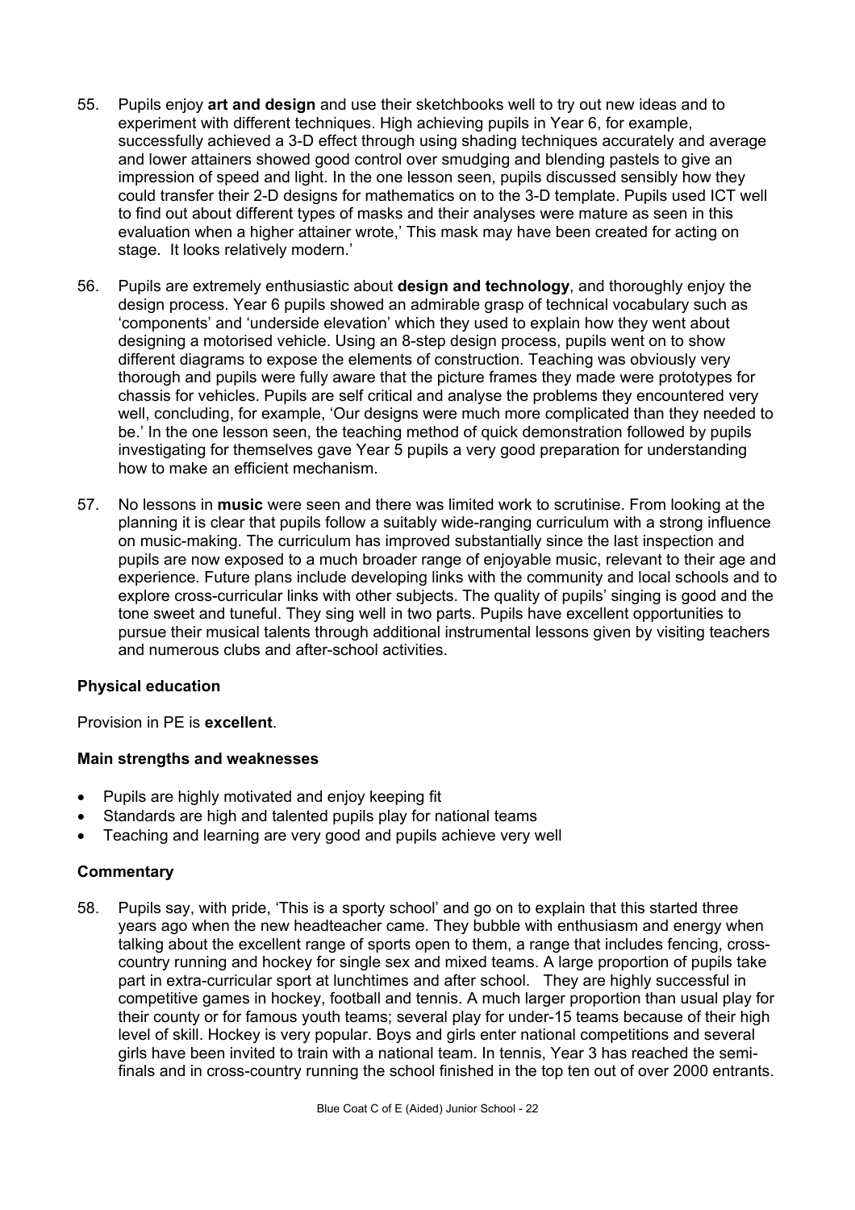55. Pupils enjoy **art and design** and use their sketchbooks well to try out new ideas and to experiment with different techniques. High achieving pupils in Year 6, for example, successfully achieved a 3-D effect through using shading techniques accurately and average and lower attainers showed good control over smudging and blending pastels to give an impression of speed and light. In the one lesson seen, pupils discussed sensibly how they could transfer their 2-D designs for mathematics on to the 3-D template. Pupils used ICT well to find out about different types of masks and their analyses were mature as seen in this evaluation when a higher attainer wrote,' This mask may have been created for acting on stage. It looks relatively modern.'

56. Pupils are extremely enthusiastic about **design and technology**, and thoroughly enjoy the design process. Year 6 pupils showed an admirable grasp of technical vocabulary such as 'components' and 'underside elevation' which they used to explain how they went about designing a motorised vehicle. Using an 8-step design process, pupils went on to show different diagrams to expose the elements of construction. Teaching was obviously very thorough and pupils were fully aware that the picture frames they made were prototypes for chassis for vehicles. Pupils are self critical and analyse the problems they encountered very well, concluding, for example, 'Our designs were much more complicated than they needed to be.' In the one lesson seen, the teaching method of quick demonstration followed by pupils investigating for themselves gave Year 5 pupils a very good preparation for understanding how to make an efficient mechanism.

57. No lessons in **music** were seen and there was limited work to scrutinise. From looking at the planning it is clear that pupils follow a suitably wide-ranging curriculum with a strong influence on music-making. The curriculum has improved substantially since the last inspection and pupils are now exposed to a much broader range of enjoyable music, relevant to their age and experience. Future plans include developing links with the community and local schools and to explore cross-curricular links with other subjects. The quality of pupils' singing is good and the tone sweet and tuneful. They sing well in two parts. Pupils have excellent opportunities to pursue their musical talents through additional instrumental lessons given by visiting teachers and numerous clubs and after-school activities.

### Physical education

Provision in PE is **excellent**.

#### Main strengths and weaknesses

- Pupils are highly motivated and enjoy keeping fit
- Standards are high and talented pupils play for national teams
- Teaching and learning are very good and pupils achieve very well

#### Commentary

58. Pupils say, with pride, 'This is a sporty school' and go on to explain that this started three years ago when the new headteacher came. They bubble with enthusiasm and energy when talking about the excellent range of sports open to them, a range that includes fencing, cross-country running and hockey for single sex and mixed teams. A large proportion of pupils take part in extra-curricular sport at lunchtimes and after school. They are highly successful in competitive games in hockey, football and tennis. A much larger proportion than usual play for their county or for famous youth teams; several play for under-15 teams because of their high level of skill. Hockey is very popular. Boys and girls enter national competitions and several girls have been invited to train with a national team. In tennis, Year 3 has reached the semi-finals and in cross-country running the school finished in the top ten out of over 2000 entrants.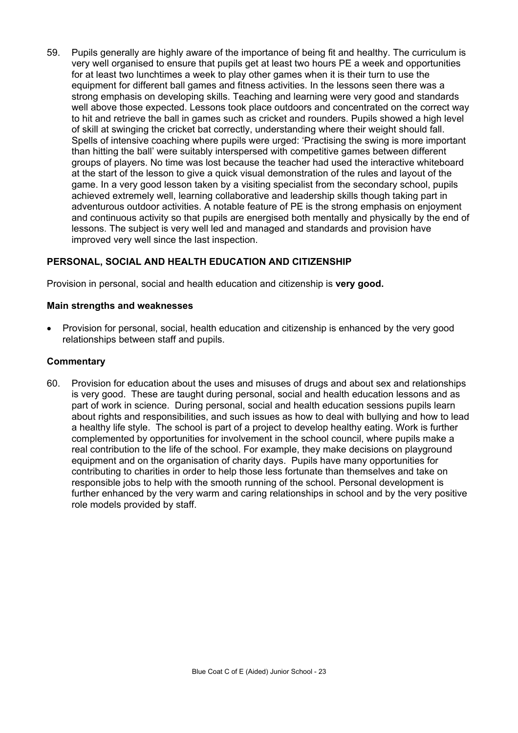59. Pupils generally are highly aware of the importance of being fit and healthy. The curriculum is very well organised to ensure that pupils get at least two hours PE a week and opportunities for at least two lunchtimes a week to play other games when it is their turn to use the equipment for different ball games and fitness activities. In the lessons seen there was a strong emphasis on developing skills. Teaching and learning were very good and standards well above those expected. Lessons took place outdoors and concentrated on the correct way to hit and retrieve the ball in games such as cricket and rounders. Pupils showed a high level of skill at swinging the cricket bat correctly, understanding where their weight should fall. Spells of intensive coaching where pupils were urged: 'Practising the swing is more important than hitting the ball' were suitably interspersed with competitive games between different groups of players. No time was lost because the teacher had used the interactive whiteboard at the start of the lesson to give a quick visual demonstration of the rules and layout of the game. In a very good lesson taken by a visiting specialist from the secondary school, pupils achieved extremely well, learning collaborative and leadership skills though taking part in adventurous outdoor activities. A notable feature of PE is the strong emphasis on enjoyment and continuous activity so that pupils are energised both mentally and physically by the end of lessons. The subject is very well led and managed and standards and provision have improved very well since the last inspection.

## PERSONAL, SOCIAL AND HEALTH EDUCATION AND CITIZENSHIP

Provision in personal, social and health education and citizenship is **very good.**

### Main strengths and weaknesses

- Provision for personal, social, health education and citizenship is enhanced by the very good relationships between staff and pupils.

### Commentary

60. Provision for education about the uses and misuses of drugs and about sex and relationships is very good. These are taught during personal, social and health education lessons and as part of work in science. During personal, social and health education sessions pupils learn about rights and responsibilities, and such issues as how to deal with bullying and how to lead a healthy life style. The school is part of a project to develop healthy eating. Work is further complemented by opportunities for involvement in the school council, where pupils make a real contribution to the life of the school. For example, they make decisions on playground equipment and on the organisation of charity days. Pupils have many opportunities for contributing to charities in order to help those less fortunate than themselves and take on responsible jobs to help with the smooth running of the school. Personal development is further enhanced by the very warm and caring relationships in school and by the very positive role models provided by staff.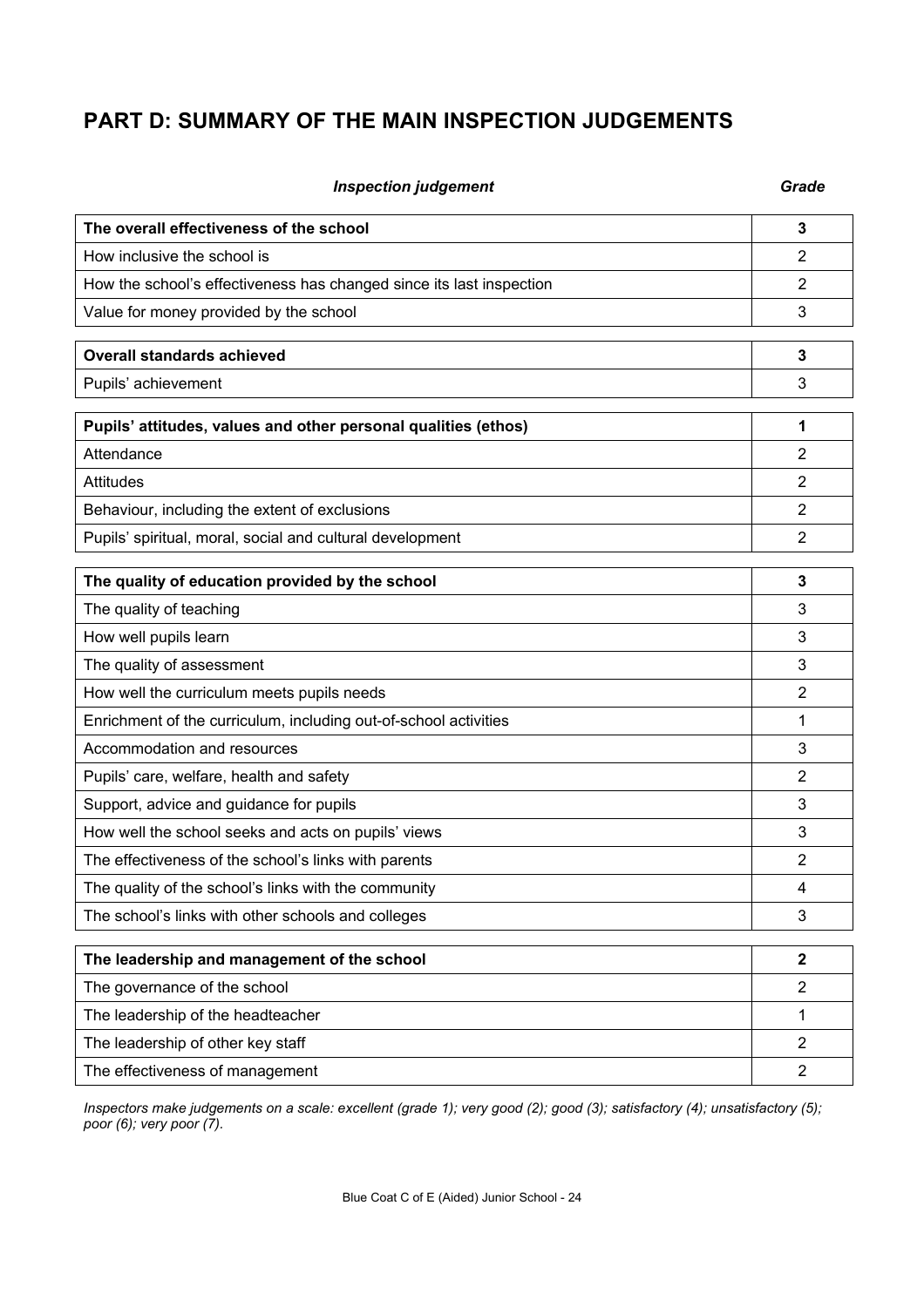# PART D: SUMMARY OF THE MAIN INSPECTION JUDGEMENTS

| *Inspection judgement* | *Grade* |
|---|---|
| **The overall effectiveness of the school** | **3** |
| How inclusive the school is | 2 |
| How the school's effectiveness has changed since its last inspection | 2 |
| Value for money provided by the school | 3 |
| **Overall standards achieved** | **3** |
| Pupils' achievement | 3 |
| **Pupils' attitudes, values and other personal qualities (ethos)** | **1** |
| Attendance | 2 |
| Attitudes | 2 |
| Behaviour, including the extent of exclusions | 2 |
| Pupils' spiritual, moral, social and cultural development | 2 |
| **The quality of education provided by the school** | **3** |
| The quality of teaching | 3 |
| How well pupils learn | 3 |
| The quality of assessment | 3 |
| How well the curriculum meets pupils needs | 2 |
| Enrichment of the curriculum, including out-of-school activities | 1 |
| Accommodation and resources | 3 |
| Pupils' care, welfare, health and safety | 2 |
| Support, advice and guidance for pupils | 3 |
| How well the school seeks and acts on pupils' views | 3 |
| The effectiveness of the school's links with parents | 2 |
| The quality of the school's links with the community | 4 |
| The school's links with other schools and colleges | 3 |
| **The leadership and management of the school** | **2** |
| The governance of the school | 2 |
| The leadership of the headteacher | 1 |
| The leadership of other key staff | 2 |
| The effectiveness of management | 2 |

*Inspectors make judgements on a scale: excellent (grade 1); very good (2); good (3); satisfactory (4); unsatisfactory (5); poor (6); very poor (7).*